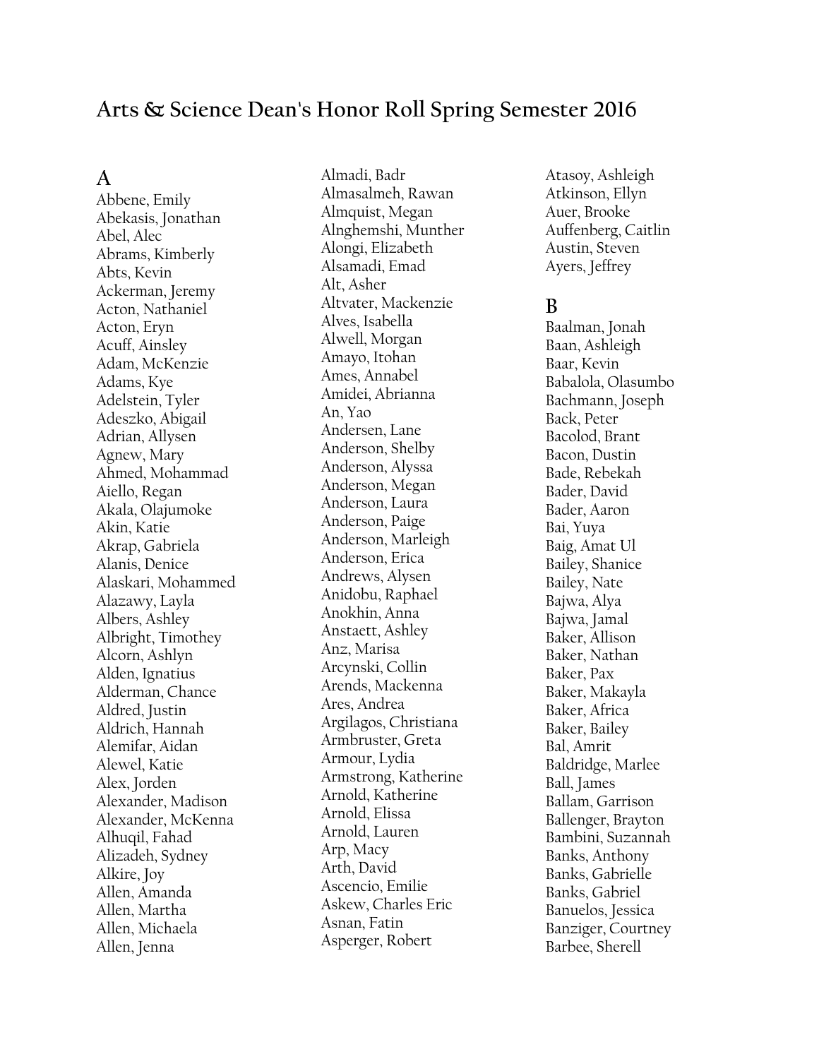# Arts & Science Dean's Honor Roll Spring Semester 2016

## A

Abbene, Emily
Abekasis, Jonathan
Abel, Alec
Abrams, Kimberly
Abts, Kevin
Ackerman, Jeremy
Acton, Nathaniel
Acton, Eryn
Acuff, Ainsley
Adam, McKenzie
Adams, Kye
Adelstein, Tyler
Adeszko, Abigail
Adrian, Allysen
Agnew, Mary
Ahmed, Mohammad
Aiello, Regan
Akala, Olajumoke
Akin, Katie
Akrap, Gabriela
Alanis, Denice
Alaskari, Mohammed
Alazawy, Layla
Albers, Ashley
Albright, Timothey
Alcorn, Ashlyn
Alden, Ignatius
Alderman, Chance
Aldred, Justin
Aldrich, Hannah
Alemifar, Aidan
Alewel, Katie
Alex, Jorden
Alexander, Madison
Alexander, McKenna
Alhuqil, Fahad
Alizadeh, Sydney
Alkire, Joy
Allen, Amanda
Allen, Martha
Allen, Michaela
Allen, Jenna
Almadi, Badr
Almasalmeh, Rawan
Almquist, Megan
Alnghemshi, Munther
Alongi, Elizabeth
Alsamadi, Emad
Alt, Asher
Altvater, Mackenzie
Alves, Isabella
Alwell, Morgan
Amayo, Itohan
Ames, Annabel
Amidei, Abrianna
An, Yao
Andersen, Lane
Anderson, Shelby
Anderson, Alyssa
Anderson, Megan
Anderson, Laura
Anderson, Paige
Anderson, Marleigh
Anderson, Erica
Andrews, Alysen
Anidobu, Raphael
Anokhin, Anna
Anstaett, Ashley
Anz, Marisa
Arcynski, Collin
Arends, Mackenna
Ares, Andrea
Argilagos, Christiana
Armbruster, Greta
Armour, Lydia
Armstrong, Katherine
Arnold, Katherine
Arnold, Elissa
Arnold, Lauren
Arp, Macy
Arth, David
Ascencio, Emilie
Askew, Charles Eric
Asnan, Fatin
Asperger, Robert
Atasoy, Ashleigh
Atkinson, Ellyn
Auer, Brooke
Auffenberg, Caitlin
Austin, Steven
Ayers, Jeffrey

## B

Baalman, Jonah
Baan, Ashleigh
Baar, Kevin
Babalola, Olasumbo
Bachmann, Joseph
Back, Peter
Bacolod, Brant
Bacon, Dustin
Bade, Rebekah
Bader, David
Bader, Aaron
Bai, Yuya
Baig, Amat Ul
Bailey, Shanice
Bailey, Nate
Bajwa, Alya
Bajwa, Jamal
Baker, Allison
Baker, Nathan
Baker, Pax
Baker, Makayla
Baker, Africa
Baker, Bailey
Bal, Amrit
Baldridge, Marlee
Ball, James
Ballam, Garrison
Ballenger, Brayton
Bambini, Suzannah
Banks, Anthony
Banks, Gabrielle
Banks, Gabriel
Banuelos, Jessica
Banziger, Courtney
Barbee, Sherell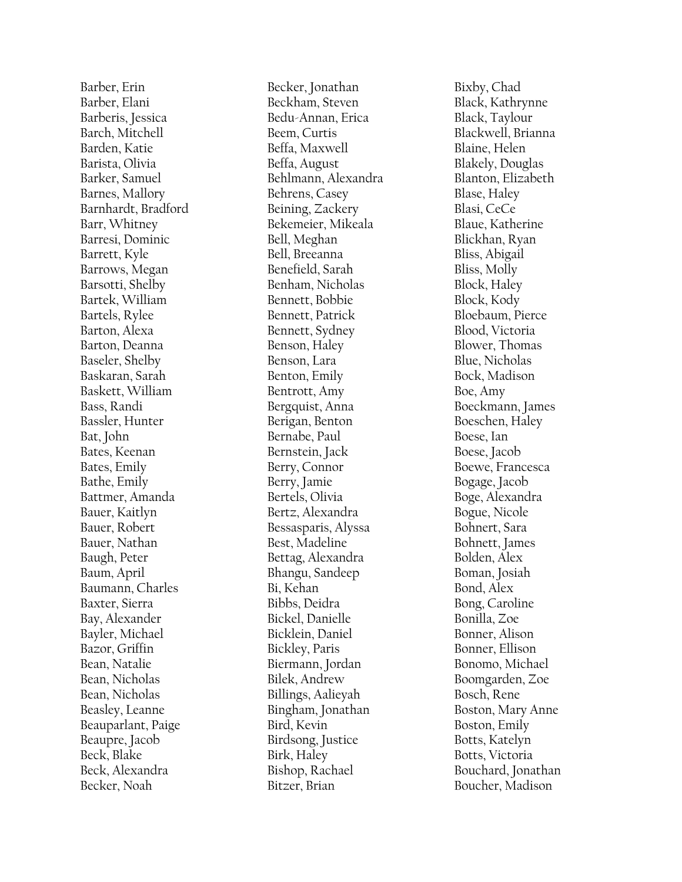Barber, Erin
Barber, Elani
Barberis, Jessica
Barch, Mitchell
Barden, Katie
Barista, Olivia
Barker, Samuel
Barnes, Mallory
Barnhardt, Bradford
Barr, Whitney
Barresi, Dominic
Barrett, Kyle
Barrows, Megan
Barsotti, Shelby
Bartek, William
Bartels, Rylee
Barton, Alexa
Barton, Deanna
Baseler, Shelby
Baskaran, Sarah
Baskett, William
Bass, Randi
Bassler, Hunter
Bat, John
Bates, Keenan
Bates, Emily
Bathe, Emily
Battmer, Amanda
Bauer, Kaitlyn
Bauer, Robert
Bauer, Nathan
Baugh, Peter
Baum, April
Baumann, Charles
Baxter, Sierra
Bay, Alexander
Bayler, Michael
Bazor, Griffin
Bean, Natalie
Bean, Nicholas
Bean, Nicholas
Beasley, Leanne
Beauparlant, Paige
Beaupre, Jacob
Beck, Blake
Beck, Alexandra
Becker, Noah
Becker, Jonathan
Beckham, Steven
Bedu-Annan, Erica
Beem, Curtis
Beffa, Maxwell
Beffa, August
Behlmann, Alexandra
Behrens, Casey
Beining, Zackery
Bekemeier, Mikeala
Bell, Meghan
Bell, Breeanna
Benefield, Sarah
Benham, Nicholas
Bennett, Bobbie
Bennett, Patrick
Bennett, Sydney
Benson, Haley
Benson, Lara
Benton, Emily
Bentrott, Amy
Bergquist, Anna
Berigan, Benton
Bernabe, Paul
Bernstein, Jack
Berry, Connor
Berry, Jamie
Bertels, Olivia
Bertz, Alexandra
Bessasparis, Alyssa
Best, Madeline
Bettag, Alexandra
Bhangu, Sandeep
Bi, Kehan
Bibbs, Deidra
Bickel, Danielle
Bicklein, Daniel
Bickley, Paris
Biermann, Jordan
Bilek, Andrew
Billings, Aalieyah
Bingham, Jonathan
Bird, Kevin
Birdsong, Justice
Birk, Haley
Bishop, Rachael
Bitzer, Brian
Bixby, Chad
Black, Kathrynne
Black, Taylour
Blackwell, Brianna
Blaine, Helen
Blakely, Douglas
Blanton, Elizabeth
Blase, Haley
Blasi, CeCe
Blaue, Katherine
Blickhan, Ryan
Bliss, Abigail
Bliss, Molly
Block, Haley
Block, Kody
Bloebaum, Pierce
Blood, Victoria
Blower, Thomas
Blue, Nicholas
Bock, Madison
Boe, Amy
Boeckmann, James
Boeschen, Haley
Boese, Ian
Boese, Jacob
Boewe, Francesca
Bogage, Jacob
Boge, Alexandra
Bogue, Nicole
Bohnert, Sara
Bohnett, James
Bolden, Alex
Boman, Josiah
Bond, Alex
Bong, Caroline
Bonilla, Zoe
Bonner, Alison
Bonner, Ellison
Bonomo, Michael
Boomgarden, Zoe
Bosch, Rene
Boston, Mary Anne
Boston, Emily
Botts, Katelyn
Botts, Victoria
Bouchard, Jonathan
Boucher, Madison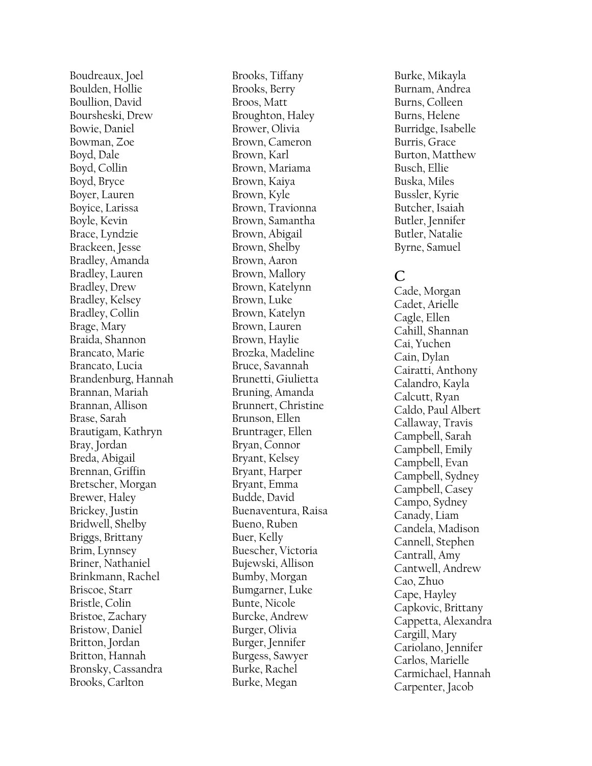Boudreaux, Joel
Boulden, Hollie
Boullion, David
Boursheski, Drew
Bowie, Daniel
Bowman, Zoe
Boyd, Dale
Boyd, Collin
Boyd, Bryce
Boyer, Lauren
Boyice, Larissa
Boyle, Kevin
Brace, Lyndzie
Brackeen, Jesse
Bradley, Amanda
Bradley, Lauren
Bradley, Drew
Bradley, Kelsey
Bradley, Collin
Brage, Mary
Braida, Shannon
Brancato, Marie
Brancato, Lucia
Brandenburg, Hannah
Brannan, Mariah
Brannan, Allison
Brase, Sarah
Brautigam, Kathryn
Bray, Jordan
Breda, Abigail
Brennan, Griffin
Bretscher, Morgan
Brewer, Haley
Brickey, Justin
Bridwell, Shelby
Briggs, Brittany
Brim, Lynnsey
Briner, Nathaniel
Brinkmann, Rachel
Briscoe, Starr
Bristle, Colin
Bristoe, Zachary
Bristow, Daniel
Britton, Jordan
Britton, Hannah
Bronsky, Cassandra
Brooks, Carlton
Brooks, Tiffany
Brooks, Berry
Broos, Matt
Broughton, Haley
Brower, Olivia
Brown, Cameron
Brown, Karl
Brown, Mariama
Brown, Kaiya
Brown, Kyle
Brown, Travionna
Brown, Samantha
Brown, Abigail
Brown, Shelby
Brown, Aaron
Brown, Mallory
Brown, Katelynn
Brown, Luke
Brown, Katelyn
Brown, Lauren
Brown, Haylie
Brozka, Madeline
Bruce, Savannah
Brunetti, Giulietta
Bruning, Amanda
Brunnert, Christine
Brunson, Ellen
Bruntrager, Ellen
Bryan, Connor
Bryant, Kelsey
Bryant, Harper
Bryant, Emma
Budde, David
Buenaventura, Raisa
Bueno, Ruben
Buer, Kelly
Buescher, Victoria
Bujewski, Allison
Bumby, Morgan
Bumgarner, Luke
Bunte, Nicole
Burcke, Andrew
Burger, Olivia
Burger, Jennifer
Burgess, Sawyer
Burke, Rachel
Burke, Megan
Burke, Mikayla
Burnam, Andrea
Burns, Colleen
Burns, Helene
Burridge, Isabelle
Burris, Grace
Burton, Matthew
Busch, Ellie
Buska, Miles
Bussler, Kyrie
Butcher, Isaiah
Butler, Jennifer
Butler, Natalie
Byrne, Samuel

## C

Cade, Morgan
Cadet, Arielle
Cagle, Ellen
Cahill, Shannan
Cai, Yuchen
Cain, Dylan
Cairatti, Anthony
Calandro, Kayla
Calcutt, Ryan
Caldo, Paul Albert
Callaway, Travis
Campbell, Sarah
Campbell, Emily
Campbell, Evan
Campbell, Sydney
Campbell, Casey
Campo, Sydney
Canady, Liam
Candela, Madison
Cannell, Stephen
Cantrall, Amy
Cantwell, Andrew
Cao, Zhuo
Cape, Hayley
Capkovic, Brittany
Cappetta, Alexandra
Cargill, Mary
Cariolano, Jennifer
Carlos, Marielle
Carmichael, Hannah
Carpenter, Jacob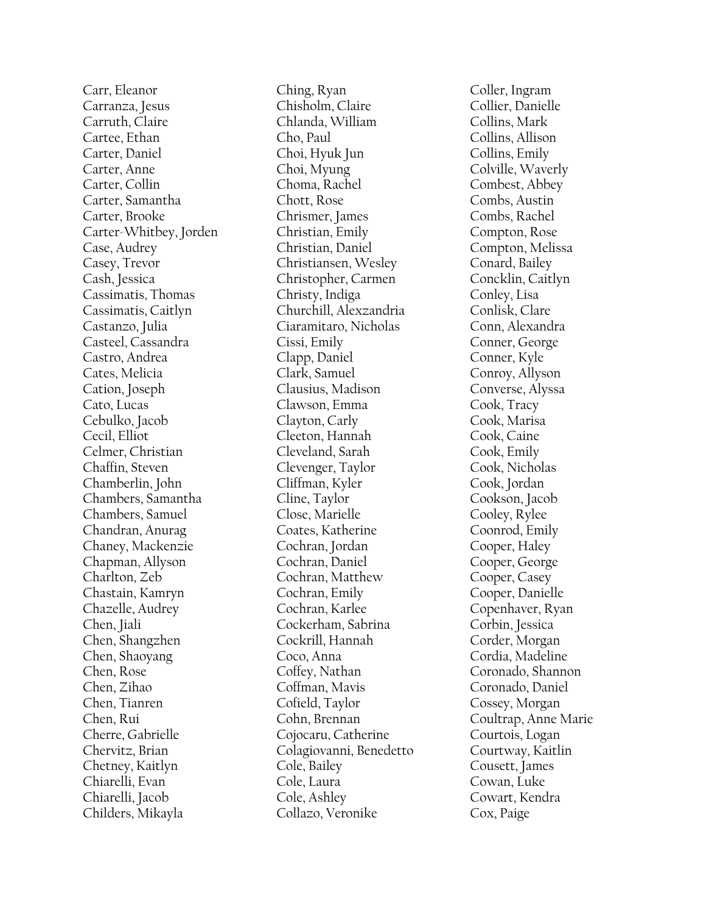Carr, Eleanor
Carranza, Jesus
Carruth, Claire
Cartee, Ethan
Carter, Daniel
Carter, Anne
Carter, Collin
Carter, Samantha
Carter, Brooke
Carter-Whitbey, Jorden
Case, Audrey
Casey, Trevor
Cash, Jessica
Cassimatis, Thomas
Cassimatis, Caitlyn
Castanzo, Julia
Casteel, Cassandra
Castro, Andrea
Cates, Melicia
Cation, Joseph
Cato, Lucas
Cebulko, Jacob
Cecil, Elliot
Celmer, Christian
Chaffin, Steven
Chamberlin, John
Chambers, Samantha
Chambers, Samuel
Chandran, Anurag
Chaney, Mackenzie
Chapman, Allyson
Charlton, Zeb
Chastain, Kamryn
Chazelle, Audrey
Chen, Jiali
Chen, Shangzhen
Chen, Shaoyang
Chen, Rose
Chen, Zihao
Chen, Tianren
Chen, Rui
Cherre, Gabrielle
Chervitz, Brian
Chetney, Kaitlyn
Chiarelli, Evan
Chiarelli, Jacob
Childers, Mikayla
Ching, Ryan
Chisholm, Claire
Chlanda, William
Cho, Paul
Choi, Hyuk Jun
Choi, Myung
Choma, Rachel
Chott, Rose
Chrismer, James
Christian, Emily
Christian, Daniel
Christiansen, Wesley
Christopher, Carmen
Christy, Indiga
Churchill, Alexzandria
Ciaramitaro, Nicholas
Cissi, Emily
Clapp, Daniel
Clark, Samuel
Clausius, Madison
Clawson, Emma
Clayton, Carly
Cleeton, Hannah
Cleveland, Sarah
Clevenger, Taylor
Cliffman, Kyler
Cline, Taylor
Close, Marielle
Coates, Katherine
Cochran, Jordan
Cochran, Daniel
Cochran, Matthew
Cochran, Emily
Cochran, Karlee
Cockerham, Sabrina
Cockrill, Hannah
Coco, Anna
Coffey, Nathan
Coffman, Mavis
Cofield, Taylor
Cohn, Brennan
Cojocaru, Catherine
Colagiovanni, Benedetto
Cole, Bailey
Cole, Laura
Cole, Ashley
Collazo, Veronike
Coller, Ingram
Collier, Danielle
Collins, Mark
Collins, Allison
Collins, Emily
Colville, Waverly
Combest, Abbey
Combs, Austin
Combs, Rachel
Compton, Rose
Compton, Melissa
Conard, Bailey
Concklin, Caitlyn
Conley, Lisa
Conlisk, Clare
Conn, Alexandra
Conner, George
Conner, Kyle
Conroy, Allyson
Converse, Alyssa
Cook, Tracy
Cook, Marisa
Cook, Caine
Cook, Emily
Cook, Nicholas
Cook, Jordan
Cookson, Jacob
Cooley, Rylee
Coonrod, Emily
Cooper, Haley
Cooper, George
Cooper, Casey
Cooper, Danielle
Copenhaver, Ryan
Corbin, Jessica
Corder, Morgan
Cordia, Madeline
Coronado, Shannon
Coronado, Daniel
Cossey, Morgan
Coultrap, Anne Marie
Courtois, Logan
Courtway, Kaitlin
Cousett, James
Cowan, Luke
Cowart, Kendra
Cox, Paige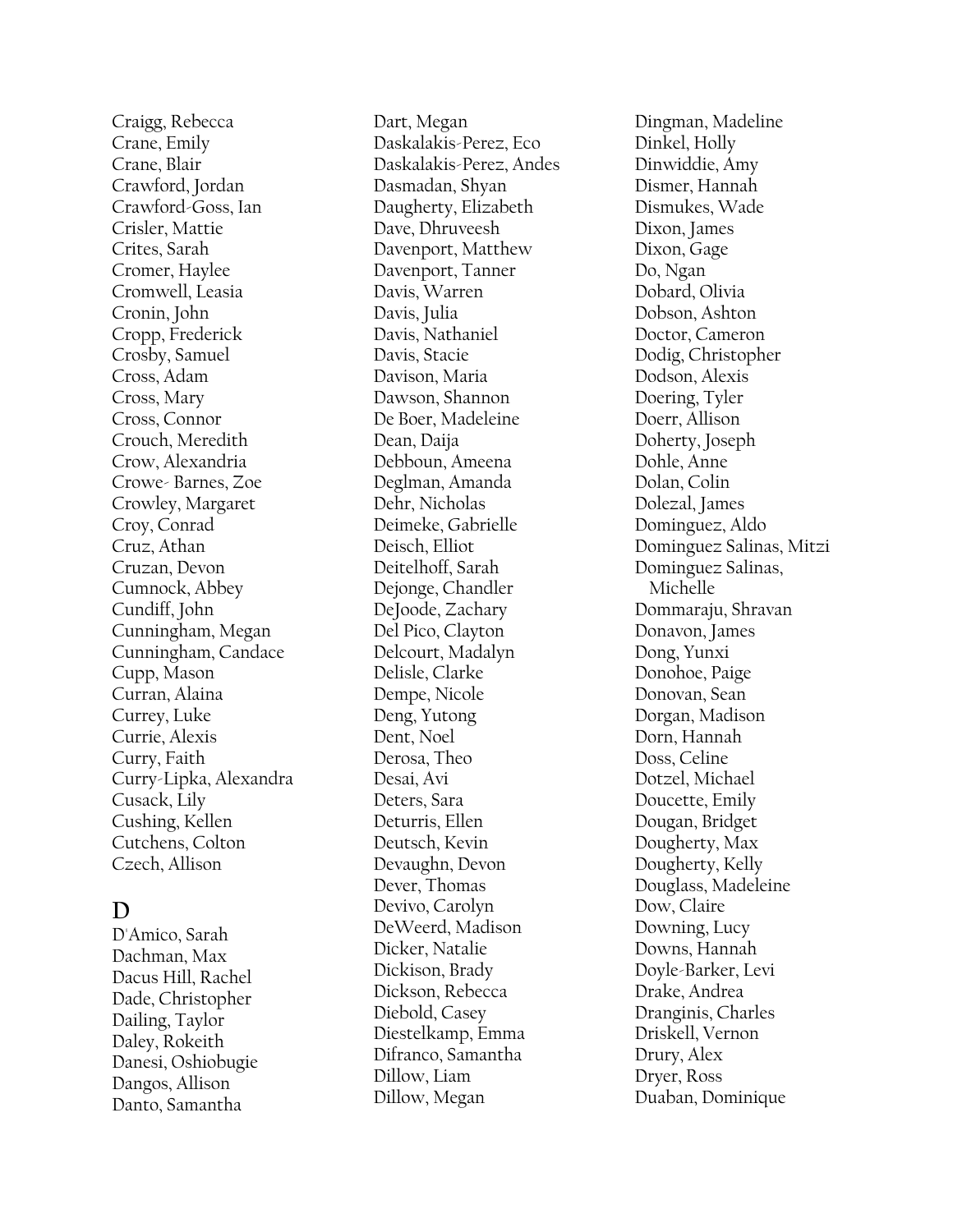Craigg, Rebecca
Crane, Emily
Crane, Blair
Crawford, Jordan
Crawford-Goss, Ian
Crisler, Mattie
Crites, Sarah
Cromer, Haylee
Cromwell, Leasia
Cronin, John
Cropp, Frederick
Crosby, Samuel
Cross, Adam
Cross, Mary
Cross, Connor
Crouch, Meredith
Crow, Alexandria
Crowe- Barnes, Zoe
Crowley, Margaret
Croy, Conrad
Cruz, Athan
Cruzan, Devon
Cumnock, Abbey
Cundiff, John
Cunningham, Megan
Cunningham, Candace
Cupp, Mason
Curran, Alaina
Currey, Luke
Currie, Alexis
Curry, Faith
Curry-Lipka, Alexandra
Cusack, Lily
Cushing, Kellen
Cutchens, Colton
Czech, Allison

## D

D'Amico, Sarah
Dachman, Max
Dacus Hill, Rachel
Dade, Christopher
Dailing, Taylor
Daley, Rokeith
Danesi, Oshiobugie
Dangos, Allison
Danto, Samantha
Dart, Megan
Daskalakis-Perez, Eco
Daskalakis-Perez, Andes
Dasmadan, Shyan
Daugherty, Elizabeth
Dave, Dhruveesh
Davenport, Matthew
Davenport, Tanner
Davis, Warren
Davis, Julia
Davis, Nathaniel
Davis, Stacie
Davison, Maria
Dawson, Shannon
De Boer, Madeleine
Dean, Daija
Debboun, Ameena
Deglman, Amanda
Dehr, Nicholas
Deimeke, Gabrielle
Deisch, Elliot
Deitelhoff, Sarah
Dejonge, Chandler
DeJoode, Zachary
Del Pico, Clayton
Delcourt, Madalyn
Delisle, Clarke
Dempe, Nicole
Deng, Yutong
Dent, Noel
Derosa, Theo
Desai, Avi
Deters, Sara
Deturris, Ellen
Deutsch, Kevin
Devaughn, Devon
Dever, Thomas
Devivo, Carolyn
DeWeerd, Madison
Dicker, Natalie
Dickison, Brady
Dickson, Rebecca
Diebold, Casey
Diestelkamp, Emma
Difranco, Samantha
Dillow, Liam
Dillow, Megan
Dingman, Madeline
Dinkel, Holly
Dinwiddie, Amy
Dismer, Hannah
Dismukes, Wade
Dixon, James
Dixon, Gage
Do, Ngan
Dobard, Olivia
Dobson, Ashton
Doctor, Cameron
Dodig, Christopher
Dodson, Alexis
Doering, Tyler
Doerr, Allison
Doherty, Joseph
Dohle, Anne
Dolan, Colin
Dolezal, James
Dominguez, Aldo
Dominguez Salinas, Mitzi
Dominguez Salinas, Michelle
Dommaraju, Shravan
Donavon, James
Dong, Yunxi
Donohoe, Paige
Donovan, Sean
Dorgan, Madison
Dorn, Hannah
Doss, Celine
Dotzel, Michael
Doucette, Emily
Dougan, Bridget
Dougherty, Max
Dougherty, Kelly
Douglass, Madeleine
Dow, Claire
Downing, Lucy
Downs, Hannah
Doyle-Barker, Levi
Drake, Andrea
Dranginis, Charles
Driskell, Vernon
Drury, Alex
Dryer, Ross
Duaban, Dominique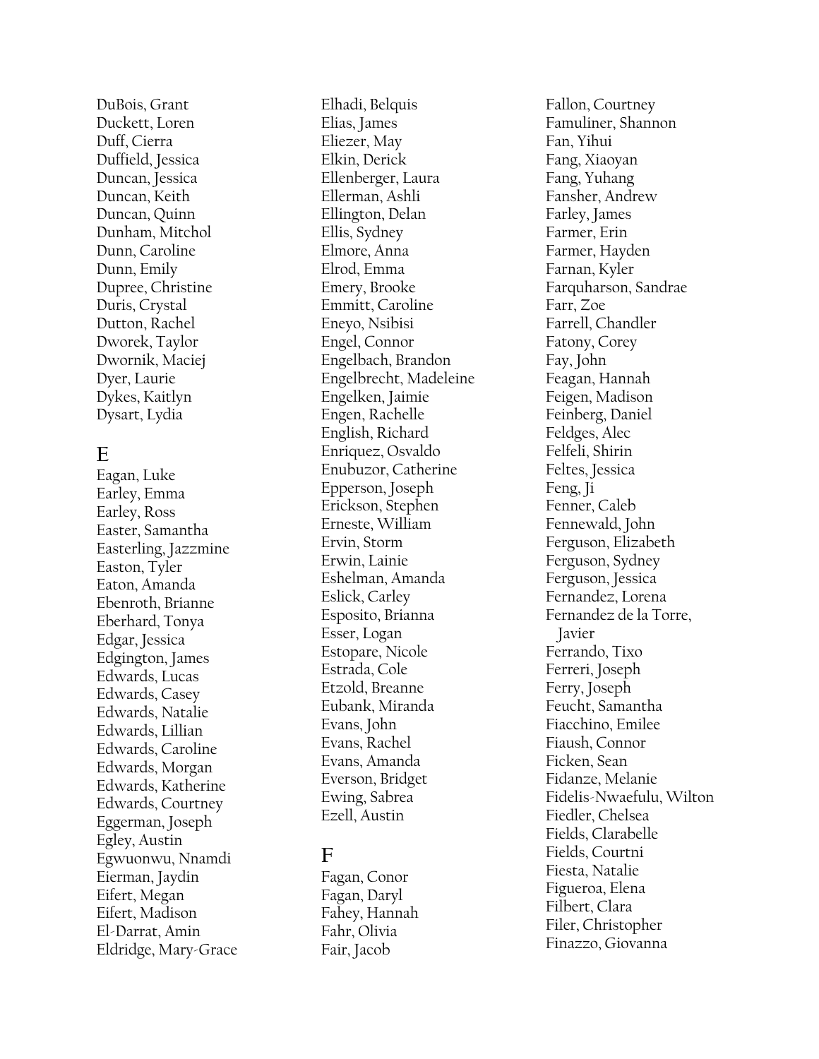DuBois, Grant
Duckett, Loren
Duff, Cierra
Duffield, Jessica
Duncan, Jessica
Duncan, Keith
Duncan, Quinn
Dunham, Mitchol
Dunn, Caroline
Dunn, Emily
Dupree, Christine
Duris, Crystal
Dutton, Rachel
Dworek, Taylor
Dwornik, Maciej
Dyer, Laurie
Dykes, Kaitlyn
Dysart, Lydia

## E

Eagan, Luke
Earley, Emma
Earley, Ross
Easter, Samantha
Easterling, Jazzmine
Easton, Tyler
Eaton, Amanda
Ebenroth, Brianne
Eberhard, Tonya
Edgar, Jessica
Edgington, James
Edwards, Lucas
Edwards, Casey
Edwards, Natalie
Edwards, Lillian
Edwards, Caroline
Edwards, Morgan
Edwards, Katherine
Edwards, Courtney
Eggerman, Joseph
Egley, Austin
Egwuonwu, Nnamdi
Eierman, Jaydin
Eifert, Megan
Eifert, Madison
El-Darrat, Amin
Eldridge, Mary-Grace
Elhadi, Belquis
Elias, James
Eliezer, May
Elkin, Derick
Ellenberger, Laura
Ellerman, Ashli
Ellington, Delan
Ellis, Sydney
Elmore, Anna
Elrod, Emma
Emery, Brooke
Emmitt, Caroline
Eneyo, Nsibisi
Engel, Connor
Engelbach, Brandon
Engelbrecht, Madeleine
Engelken, Jaimie
Engen, Rachelle
English, Richard
Enriquez, Osvaldo
Enubuzor, Catherine
Epperson, Joseph
Erickson, Stephen
Erneste, William
Ervin, Storm
Erwin, Lainie
Eshelman, Amanda
Eslick, Carley
Esposito, Brianna
Esser, Logan
Estopare, Nicole
Estrada, Cole
Etzold, Breanne
Eubank, Miranda
Evans, John
Evans, Rachel
Evans, Amanda
Everson, Bridget
Ewing, Sabrea
Ezell, Austin

## F

Fagan, Conor
Fagan, Daryl
Fahey, Hannah
Fahr, Olivia
Fair, Jacob
Fallon, Courtney
Famuliner, Shannon
Fan, Yihui
Fang, Xiaoyan
Fang, Yuhang
Fansher, Andrew
Farley, James
Farmer, Erin
Farmer, Hayden
Farnan, Kyler
Farquharson, Sandrae
Farr, Zoe
Farrell, Chandler
Fatony, Corey
Fay, John
Feagan, Hannah
Feigen, Madison
Feinberg, Daniel
Feldges, Alec
Felfeli, Shirin
Feltes, Jessica
Feng, Ji
Fenner, Caleb
Fennewald, John
Ferguson, Elizabeth
Ferguson, Sydney
Ferguson, Jessica
Fernandez, Lorena
Fernandez de la Torre, Javier
Ferrando, Tixo
Ferreri, Joseph
Ferry, Joseph
Feucht, Samantha
Fiacchino, Emilee
Fiaush, Connor
Ficken, Sean
Fidanze, Melanie
Fidelis-Nwaefulu, Wilton
Fiedler, Chelsea
Fields, Clarabelle
Fields, Courtni
Fiesta, Natalie
Figueroa, Elena
Filbert, Clara
Filer, Christopher
Finazzo, Giovanna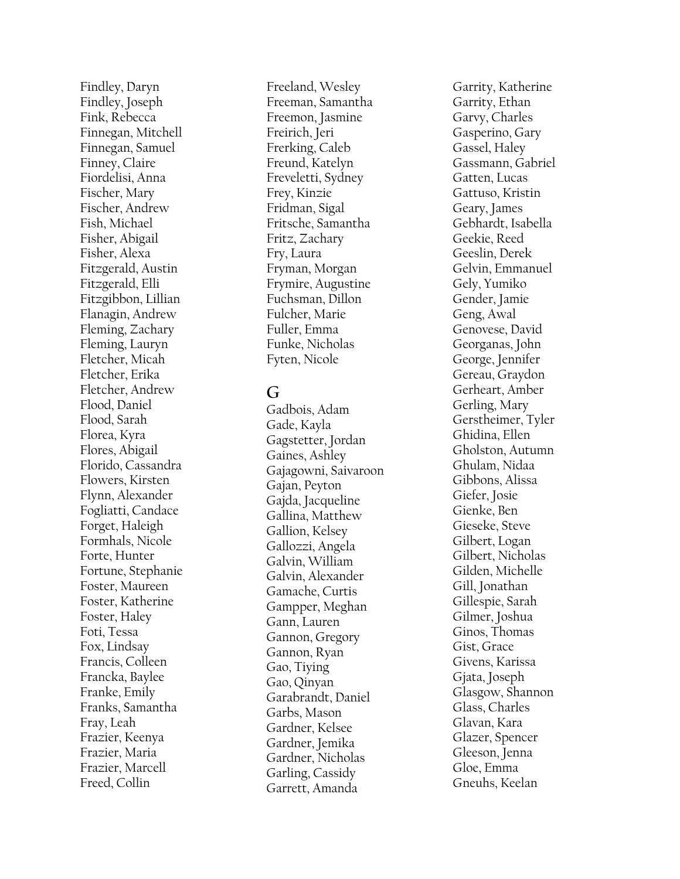Findley, Daryn
Findley, Joseph
Fink, Rebecca
Finnegan, Mitchell
Finnegan, Samuel
Finney, Claire
Fiordelisi, Anna
Fischer, Mary
Fischer, Andrew
Fish, Michael
Fisher, Abigail
Fisher, Alexa
Fitzgerald, Austin
Fitzgerald, Elli
Fitzgibbon, Lillian
Flanagin, Andrew
Fleming, Zachary
Fleming, Lauryn
Fletcher, Micah
Fletcher, Erika
Fletcher, Andrew
Flood, Daniel
Flood, Sarah
Florea, Kyra
Flores, Abigail
Florido, Cassandra
Flowers, Kirsten
Flynn, Alexander
Fogliatti, Candace
Forget, Haleigh
Formhals, Nicole
Forte, Hunter
Fortune, Stephanie
Foster, Maureen
Foster, Katherine
Foster, Haley
Foti, Tessa
Fox, Lindsay
Francis, Colleen
Francka, Baylee
Franke, Emily
Franks, Samantha
Fray, Leah
Frazier, Keenya
Frazier, Maria
Frazier, Marcell
Freed, Collin
Freeland, Wesley
Freeman, Samantha
Freemon, Jasmine
Freirich, Jeri
Frerking, Caleb
Freund, Katelyn
Freveletti, Sydney
Frey, Kinzie
Fridman, Sigal
Fritsche, Samantha
Fritz, Zachary
Fry, Laura
Fryman, Morgan
Frymire, Augustine
Fuchsman, Dillon
Fulcher, Marie
Fuller, Emma
Funke, Nicholas
Fyten, Nicole

## G

Gadbois, Adam
Gade, Kayla
Gagstetter, Jordan
Gaines, Ashley
Gajagowni, Saivaroon
Gajan, Peyton
Gajda, Jacqueline
Gallina, Matthew
Gallion, Kelsey
Gallozzi, Angela
Galvin, William
Galvin, Alexander
Gamache, Curtis
Gampper, Meghan
Gann, Lauren
Gannon, Gregory
Gannon, Ryan
Gao, Tiying
Gao, Qinyan
Garabrandt, Daniel
Garbs, Mason
Gardner, Kelsee
Gardner, Jemika
Gardner, Nicholas
Garling, Cassidy
Garrett, Amanda
Garrity, Katherine
Garrity, Ethan
Garvy, Charles
Gasperino, Gary
Gassel, Haley
Gassmann, Gabriel
Gatten, Lucas
Gattuso, Kristin
Geary, James
Gebhardt, Isabella
Geekie, Reed
Geeslin, Derek
Gelvin, Emmanuel
Gely, Yumiko
Gender, Jamie
Geng, Awal
Genovese, David
Georganas, John
George, Jennifer
Gereau, Graydon
Gerheart, Amber
Gerling, Mary
Gerstheimer, Tyler
Ghidina, Ellen
Gholston, Autumn
Ghulam, Nidaa
Gibbons, Alissa
Giefer, Josie
Gienke, Ben
Gieseke, Steve
Gilbert, Logan
Gilbert, Nicholas
Gilden, Michelle
Gill, Jonathan
Gillespie, Sarah
Gilmer, Joshua
Ginos, Thomas
Gist, Grace
Givens, Karissa
Gjata, Joseph
Glasgow, Shannon
Glass, Charles
Glavan, Kara
Glazer, Spencer
Gleeson, Jenna
Gloe, Emma
Gneuhs, Keelan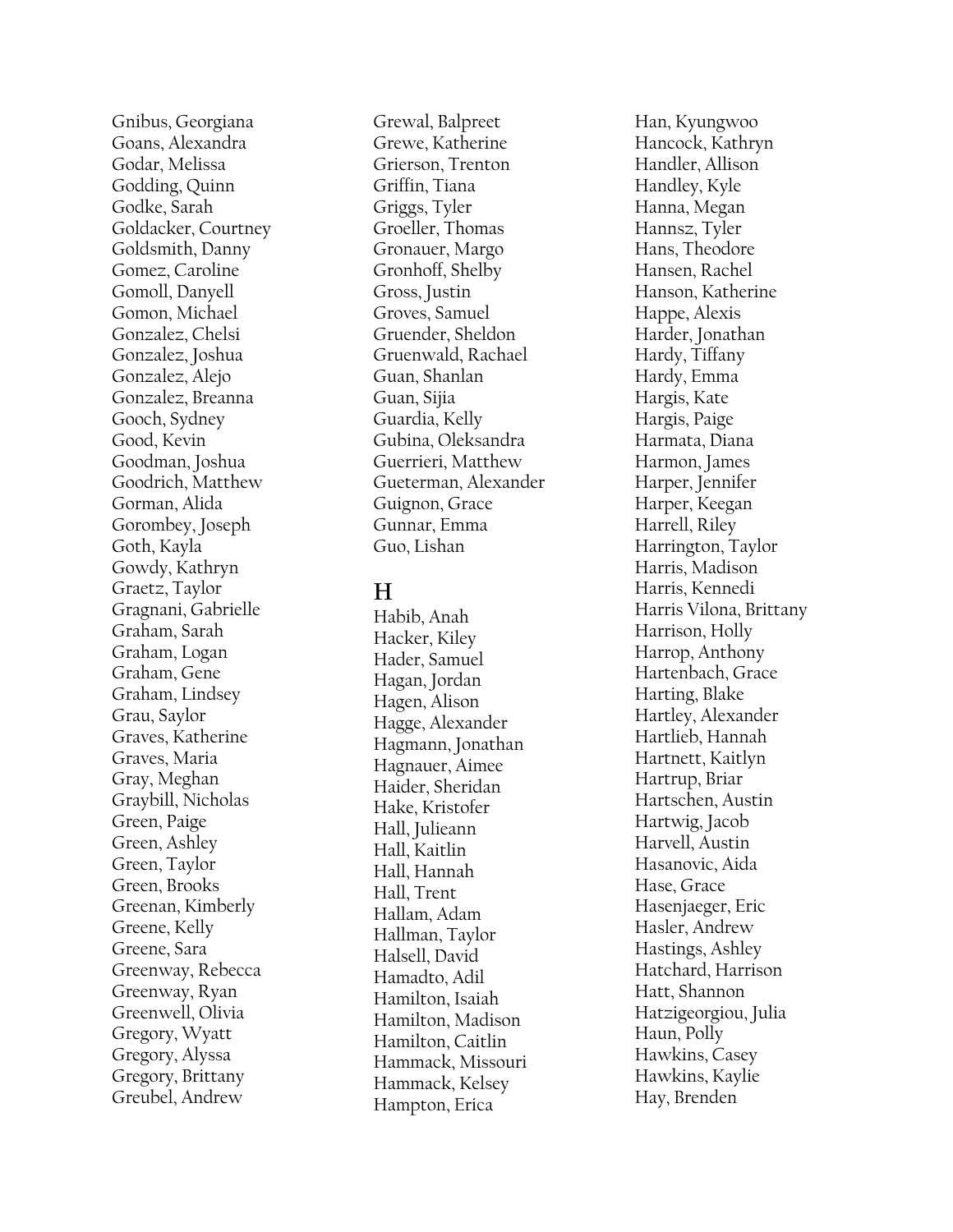Gnibus, Georgiana
Goans, Alexandra
Godar, Melissa
Godding, Quinn
Godke, Sarah
Goldacker, Courtney
Goldsmith, Danny
Gomez, Caroline
Gomoll, Danyell
Gomon, Michael
Gonzalez, Chelsi
Gonzalez, Joshua
Gonzalez, Alejo
Gonzalez, Breanna
Gooch, Sydney
Good, Kevin
Goodman, Joshua
Goodrich, Matthew
Gorman, Alida
Gorombey, Joseph
Goth, Kayla
Gowdy, Kathryn
Graetz, Taylor
Gragnani, Gabrielle
Graham, Sarah
Graham, Logan
Graham, Gene
Graham, Lindsey
Grau, Saylor
Graves, Katherine
Graves, Maria
Gray, Meghan
Graybill, Nicholas
Green, Paige
Green, Ashley
Green, Taylor
Green, Brooks
Greenan, Kimberly
Greene, Kelly
Greene, Sara
Greenway, Rebecca
Greenway, Ryan
Greenwell, Olivia
Gregory, Wyatt
Gregory, Alyssa
Gregory, Brittany
Greubel, Andrew
Grewal, Balpreet
Grewe, Katherine
Grierson, Trenton
Griffin, Tiana
Griggs, Tyler
Groeller, Thomas
Gronauer, Margo
Gronhoff, Shelby
Gross, Justin
Groves, Samuel
Gruender, Sheldon
Gruenwald, Rachael
Guan, Shanlan
Guan, Sijia
Guardia, Kelly
Gubina, Oleksandra
Guerrieri, Matthew
Gueterman, Alexander
Guignon, Grace
Gunnar, Emma
Guo, Lishan

## H

Habib, Anah
Hacker, Kiley
Hader, Samuel
Hagan, Jordan
Hagen, Alison
Hagge, Alexander
Hagmann, Jonathan
Hagnauer, Aimee
Haider, Sheridan
Hake, Kristofer
Hall, Julieann
Hall, Kaitlin
Hall, Hannah
Hall, Trent
Hallam, Adam
Hallman, Taylor
Halsell, David
Hamadto, Adil
Hamilton, Isaiah
Hamilton, Madison
Hamilton, Caitlin
Hammack, Missouri
Hammack, Kelsey
Hampton, Erica
Han, Kyungwoo
Hancock, Kathryn
Handler, Allison
Handley, Kyle
Hanna, Megan
Hannsz, Tyler
Hans, Theodore
Hansen, Rachel
Hanson, Katherine
Happe, Alexis
Harder, Jonathan
Hardy, Tiffany
Hardy, Emma
Hargis, Kate
Hargis, Paige
Harmata, Diana
Harmon, James
Harper, Jennifer
Harper, Keegan
Harrell, Riley
Harrington, Taylor
Harris, Madison
Harris, Kennedi
Harris Vilona, Brittany
Harrison, Holly
Harrop, Anthony
Hartenbach, Grace
Harting, Blake
Hartley, Alexander
Hartlieb, Hannah
Hartnett, Kaitlyn
Hartrup, Briar
Hartschen, Austin
Hartwig, Jacob
Harvell, Austin
Hasanovic, Aida
Hase, Grace
Hasenjaeger, Eric
Hasler, Andrew
Hastings, Ashley
Hatchard, Harrison
Hatt, Shannon
Hatzigeorgiou, Julia
Haun, Polly
Hawkins, Casey
Hawkins, Kaylie
Hay, Brenden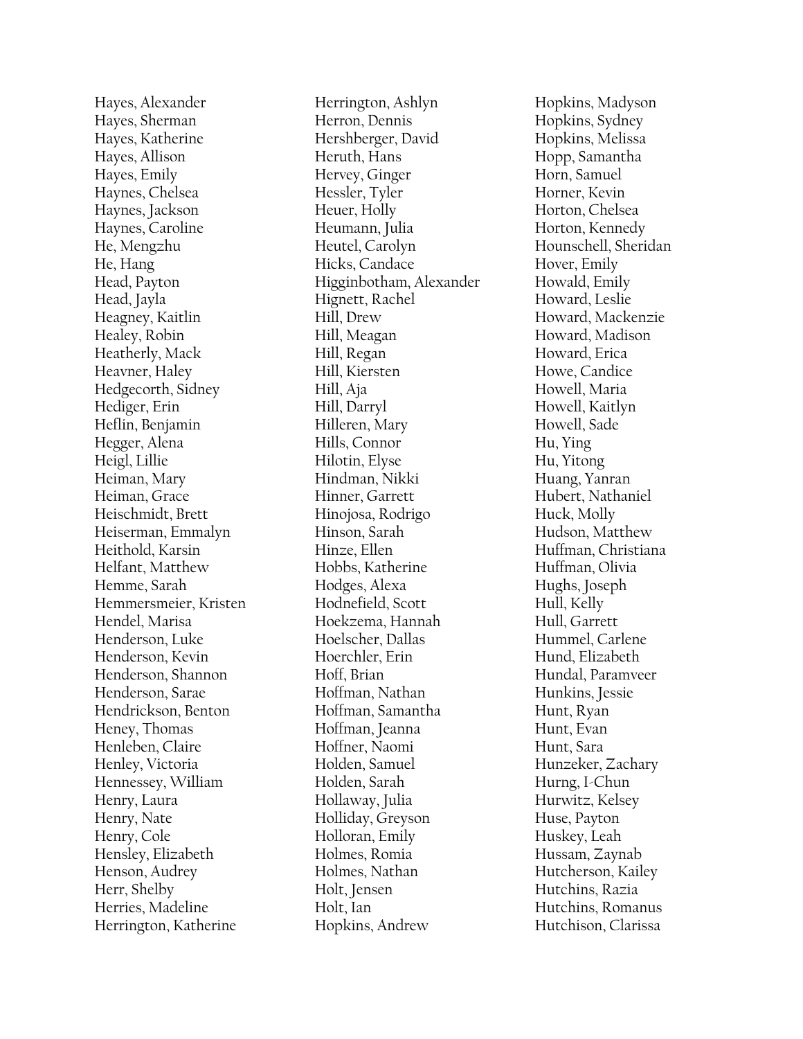Hayes, Alexander
Hayes, Sherman
Hayes, Katherine
Hayes, Allison
Hayes, Emily
Haynes, Chelsea
Haynes, Jackson
Haynes, Caroline
He, Mengzhu
He, Hang
Head, Payton
Head, Jayla
Heagney, Kaitlin
Healey, Robin
Heatherly, Mack
Heavner, Haley
Hedgecorth, Sidney
Hediger, Erin
Heflin, Benjamin
Hegger, Alena
Heigl, Lillie
Heiman, Mary
Heiman, Grace
Heischmidt, Brett
Heiserman, Emmalyn
Heithold, Karsin
Helfant, Matthew
Hemme, Sarah
Hemmersmeier, Kristen
Hendel, Marisa
Henderson, Luke
Henderson, Kevin
Henderson, Shannon
Henderson, Sarae
Hendrickson, Benton
Heney, Thomas
Henleben, Claire
Henley, Victoria
Hennessey, William
Henry, Laura
Henry, Nate
Henry, Cole
Hensley, Elizabeth
Henson, Audrey
Herr, Shelby
Herries, Madeline
Herrington, Katherine
Herrington, Ashlyn
Herron, Dennis
Hershberger, David
Heruth, Hans
Hervey, Ginger
Hessler, Tyler
Heuer, Holly
Heumann, Julia
Heutel, Carolyn
Hicks, Candace
Higginbotham, Alexander
Hignett, Rachel
Hill, Drew
Hill, Meagan
Hill, Regan
Hill, Kiersten
Hill, Aja
Hill, Darryl
Hilleren, Mary
Hills, Connor
Hilotin, Elyse
Hindman, Nikki
Hinner, Garrett
Hinojosa, Rodrigo
Hinson, Sarah
Hinze, Ellen
Hobbs, Katherine
Hodges, Alexa
Hodnefield, Scott
Hoekzema, Hannah
Hoelscher, Dallas
Hoerchler, Erin
Hoff, Brian
Hoffman, Nathan
Hoffman, Samantha
Hoffman, Jeanna
Hoffner, Naomi
Holden, Samuel
Holden, Sarah
Hollaway, Julia
Holliday, Greyson
Holloran, Emily
Holmes, Romia
Holmes, Nathan
Holt, Jensen
Holt, Ian
Hopkins, Andrew
Hopkins, Madyson
Hopkins, Sydney
Hopkins, Melissa
Hopp, Samantha
Horn, Samuel
Horner, Kevin
Horton, Chelsea
Horton, Kennedy
Hounschell, Sheridan
Hover, Emily
Howald, Emily
Howard, Leslie
Howard, Mackenzie
Howard, Madison
Howard, Erica
Howe, Candice
Howell, Maria
Howell, Kaitlyn
Howell, Sade
Hu, Ying
Hu, Yitong
Huang, Yanran
Hubert, Nathaniel
Huck, Molly
Hudson, Matthew
Huffman, Christiana
Huffman, Olivia
Hughs, Joseph
Hull, Kelly
Hull, Garrett
Hummel, Carlene
Hund, Elizabeth
Hundal, Paramveer
Hunkins, Jessie
Hunt, Ryan
Hunt, Evan
Hunt, Sara
Hunzeker, Zachary
Hurng, I-Chun
Hurwitz, Kelsey
Huse, Payton
Huskey, Leah
Hussam, Zaynab
Hutcherson, Kailey
Hutchins, Razia
Hutchins, Romanus
Hutchison, Clarissa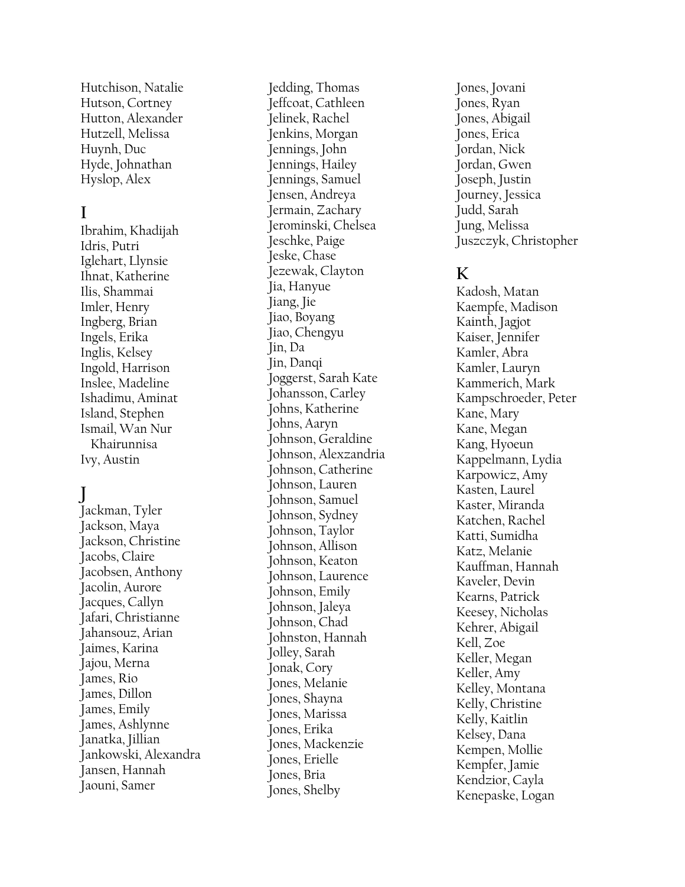Hutchison, Natalie
Hutson, Cortney
Hutton, Alexander
Hutzell, Melissa
Huynh, Duc
Hyde, Johnathan
Hyslop, Alex

## I

Ibrahim, Khadijah
Idris, Putri
Iglehart, Llynsie
Ihnat, Katherine
Ilis, Shammai
Imler, Henry
Ingberg, Brian
Ingels, Erika
Inglis, Kelsey
Ingold, Harrison
Inslee, Madeline
Ishadimu, Aminat
Island, Stephen
Ismail, Wan Nur Khairunnisa
Ivy, Austin

## J

Jackman, Tyler
Jackson, Maya
Jackson, Christine
Jacobs, Claire
Jacobsen, Anthony
Jacolin, Aurore
Jacques, Callyn
Jafari, Christianne
Jahansouz, Arian
Jaimes, Karina
Jajou, Merna
James, Rio
James, Dillon
James, Emily
James, Ashlynne
Janatka, Jillian
Jankowski, Alexandra
Jansen, Hannah
Jaouni, Samer
Jedding, Thomas
Jeffcoat, Cathleen
Jelinek, Rachel
Jenkins, Morgan
Jennings, John
Jennings, Hailey
Jennings, Samuel
Jensen, Andreya
Jermain, Zachary
Jerominski, Chelsea
Jeschke, Paige
Jeske, Chase
Jezewak, Clayton
Jia, Hanyue
Jiang, Jie
Jiao, Boyang
Jiao, Chengyu
Jin, Da
Jin, Danqi
Joggerst, Sarah Kate
Johansson, Carley
Johns, Katherine
Johns, Aaryn
Johnson, Geraldine
Johnson, Alexzandria
Johnson, Catherine
Johnson, Lauren
Johnson, Samuel
Johnson, Sydney
Johnson, Taylor
Johnson, Allison
Johnson, Keaton
Johnson, Laurence
Johnson, Emily
Johnson, Jaleya
Johnson, Chad
Johnston, Hannah
Jolley, Sarah
Jonak, Cory
Jones, Melanie
Jones, Shayna
Jones, Marissa
Jones, Erika
Jones, Mackenzie
Jones, Erielle
Jones, Bria
Jones, Shelby
Jones, Jovani
Jones, Ryan
Jones, Abigail
Jones, Erica
Jordan, Nick
Jordan, Gwen
Joseph, Justin
Journey, Jessica
Judd, Sarah
Jung, Melissa
Juszczyk, Christopher

## K

Kadosh, Matan
Kaempfe, Madison
Kainth, Jagjot
Kaiser, Jennifer
Kamler, Abra
Kamler, Lauryn
Kammerich, Mark
Kampschroeder, Peter
Kane, Mary
Kane, Megan
Kang, Hyoeun
Kappelmann, Lydia
Karpowicz, Amy
Kasten, Laurel
Kaster, Miranda
Katchen, Rachel
Katti, Sumidha
Katz, Melanie
Kauffman, Hannah
Kaveler, Devin
Kearns, Patrick
Keesey, Nicholas
Kehrer, Abigail
Kell, Zoe
Keller, Megan
Keller, Amy
Kelley, Montana
Kelly, Christine
Kelly, Kaitlin
Kelsey, Dana
Kempen, Mollie
Kempfer, Jamie
Kendzior, Cayla
Kenepaske, Logan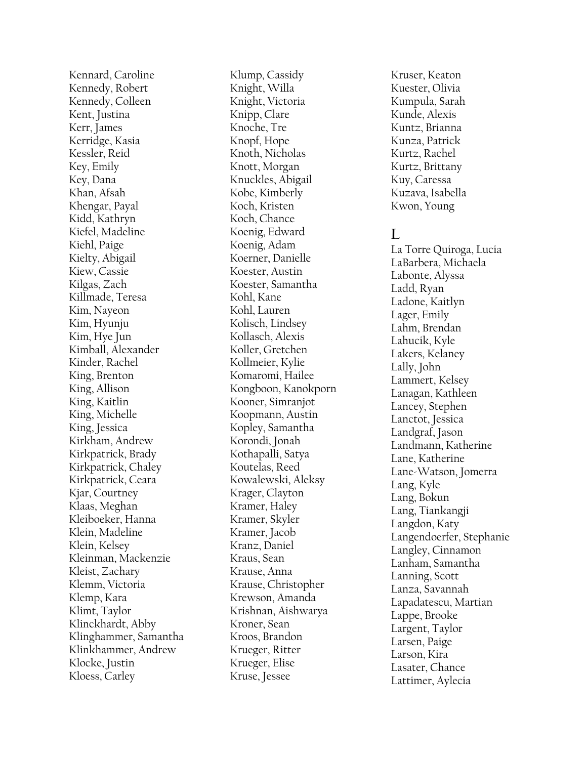Kennard, Caroline
Kennedy, Robert
Kennedy, Colleen
Kent, Justina
Kerr, James
Kerridge, Kasia
Kessler, Reid
Key, Emily
Key, Dana
Khan, Afsah
Khengar, Payal
Kidd, Kathryn
Kiefel, Madeline
Kiehl, Paige
Kielty, Abigail
Kiew, Cassie
Kilgas, Zach
Killmade, Teresa
Kim, Nayeon
Kim, Hyunju
Kim, Hye Jun
Kimball, Alexander
Kinder, Rachel
King, Brenton
King, Allison
King, Kaitlin
King, Michelle
King, Jessica
Kirkham, Andrew
Kirkpatrick, Brady
Kirkpatrick, Chaley
Kirkpatrick, Ceara
Kjar, Courtney
Klaas, Meghan
Kleiboeker, Hanna
Klein, Madeline
Klein, Kelsey
Kleinman, Mackenzie
Kleist, Zachary
Klemm, Victoria
Klemp, Kara
Klimt, Taylor
Klinckhardt, Abby
Klinghammer, Samantha
Klinkhammer, Andrew
Klocke, Justin
Kloess, Carley
Klump, Cassidy
Knight, Willa
Knight, Victoria
Knipp, Clare
Knoche, Tre
Knopf, Hope
Knoth, Nicholas
Knott, Morgan
Knuckles, Abigail
Kobe, Kimberly
Koch, Kristen
Koch, Chance
Koenig, Edward
Koenig, Adam
Koerner, Danielle
Koester, Austin
Koester, Samantha
Kohl, Kane
Kohl, Lauren
Kolisch, Lindsey
Kollasch, Alexis
Koller, Gretchen
Kollmeier, Kylie
Komaromi, Hailee
Kongboon, Kanokporn
Kooner, Simranjot
Koopmann, Austin
Kopley, Samantha
Korondi, Jonah
Kothapalli, Satya
Koutelas, Reed
Kowalewski, Aleksy
Krager, Clayton
Kramer, Haley
Kramer, Skyler
Kramer, Jacob
Kranz, Daniel
Kraus, Sean
Krause, Anna
Krause, Christopher
Krewson, Amanda
Krishnan, Aishwarya
Kroner, Sean
Kroos, Brandon
Krueger, Ritter
Krueger, Elise
Kruse, Jessee
Kruser, Keaton
Kuester, Olivia
Kumpula, Sarah
Kunde, Alexis
Kuntz, Brianna
Kunza, Patrick
Kurtz, Rachel
Kurtz, Brittany
Kuy, Caressa
Kuzava, Isabella
Kwon, Young

## L

La Torre Quiroga, Lucia
LaBarbera, Michaela
Labonte, Alyssa
Ladd, Ryan
Ladone, Kaitlyn
Lager, Emily
Lahm, Brendan
Lahucik, Kyle
Lakers, Kelaney
Lally, John
Lammert, Kelsey
Lanagan, Kathleen
Lancey, Stephen
Lanctot, Jessica
Landgraf, Jason
Landmann, Katherine
Lane, Katherine
Lane-Watson, Jomerra
Lang, Kyle
Lang, Bokun
Lang, Tiankangji
Langdon, Katy
Langendoerfer, Stephanie
Langley, Cinnamon
Lanham, Samantha
Lanning, Scott
Lanza, Savannah
Lapadatescu, Martian
Lappe, Brooke
Largent, Taylor
Larsen, Paige
Larson, Kira
Lasater, Chance
Lattimer, Aylecia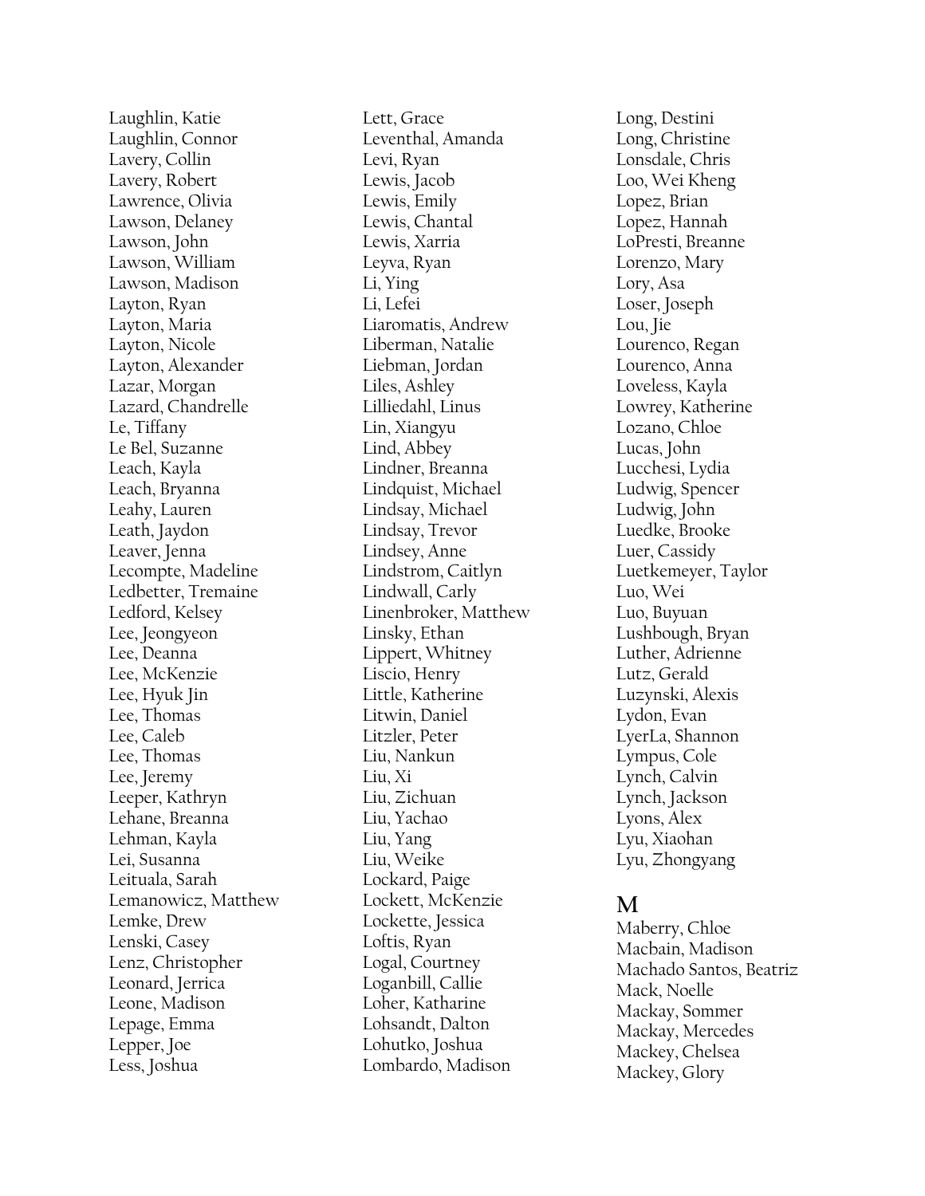Laughlin, Katie
Laughlin, Connor
Lavery, Collin
Lavery, Robert
Lawrence, Olivia
Lawson, Delaney
Lawson, John
Lawson, William
Lawson, Madison
Layton, Ryan
Layton, Maria
Layton, Nicole
Layton, Alexander
Lazar, Morgan
Lazard, Chandrelle
Le, Tiffany
Le Bel, Suzanne
Leach, Kayla
Leach, Bryanna
Leahy, Lauren
Leath, Jaydon
Leaver, Jenna
Lecompte, Madeline
Ledbetter, Tremaine
Ledford, Kelsey
Lee, Jeongyeon
Lee, Deanna
Lee, McKenzie
Lee, Hyuk Jin
Lee, Thomas
Lee, Caleb
Lee, Thomas
Lee, Jeremy
Leeper, Kathryn
Lehane, Breanna
Lehman, Kayla
Lei, Susanna
Leituala, Sarah
Lemanowicz, Matthew
Lemke, Drew
Lenski, Casey
Lenz, Christopher
Leonard, Jerrica
Leone, Madison
Lepage, Emma
Lepper, Joe
Less, Joshua
Lett, Grace
Leventhal, Amanda
Levi, Ryan
Lewis, Jacob
Lewis, Emily
Lewis, Chantal
Lewis, Xarria
Leyva, Ryan
Li, Ying
Li, Lefei
Liaromatis, Andrew
Liberman, Natalie
Liebman, Jordan
Liles, Ashley
Lilliedahl, Linus
Lin, Xiangyu
Lind, Abbey
Lindner, Breanna
Lindquist, Michael
Lindsay, Michael
Lindsay, Trevor
Lindsey, Anne
Lindstrom, Caitlyn
Lindwall, Carly
Linenbroker, Matthew
Linsky, Ethan
Lippert, Whitney
Liscio, Henry
Little, Katherine
Litwin, Daniel
Litzler, Peter
Liu, Nankun
Liu, Xi
Liu, Zichuan
Liu, Yachao
Liu, Yang
Liu, Weike
Lockard, Paige
Lockett, McKenzie
Lockette, Jessica
Loftis, Ryan
Logal, Courtney
Loganbill, Callie
Loher, Katharine
Lohsandt, Dalton
Lohutko, Joshua
Lombardo, Madison
Long, Destini
Long, Christine
Lonsdale, Chris
Loo, Wei Kheng
Lopez, Brian
Lopez, Hannah
LoPresti, Breanne
Lorenzo, Mary
Lory, Asa
Loser, Joseph
Lou, Jie
Lourenco, Regan
Lourenco, Anna
Loveless, Kayla
Lowrey, Katherine
Lozano, Chloe
Lucas, John
Lucchesi, Lydia
Ludwig, Spencer
Ludwig, John
Luedke, Brooke
Luer, Cassidy
Luetkemeyer, Taylor
Luo, Wei
Luo, Buyuan
Lushbough, Bryan
Luther, Adrienne
Lutz, Gerald
Luzynski, Alexis
Lydon, Evan
LyerLa, Shannon
Lympus, Cole
Lynch, Calvin
Lynch, Jackson
Lyons, Alex
Lyu, Xiaohan
Lyu, Zhongyang

## M

Maberry, Chloe
Macbain, Madison
Machado Santos, Beatriz
Mack, Noelle
Mackay, Sommer
Mackay, Mercedes
Mackey, Chelsea
Mackey, Glory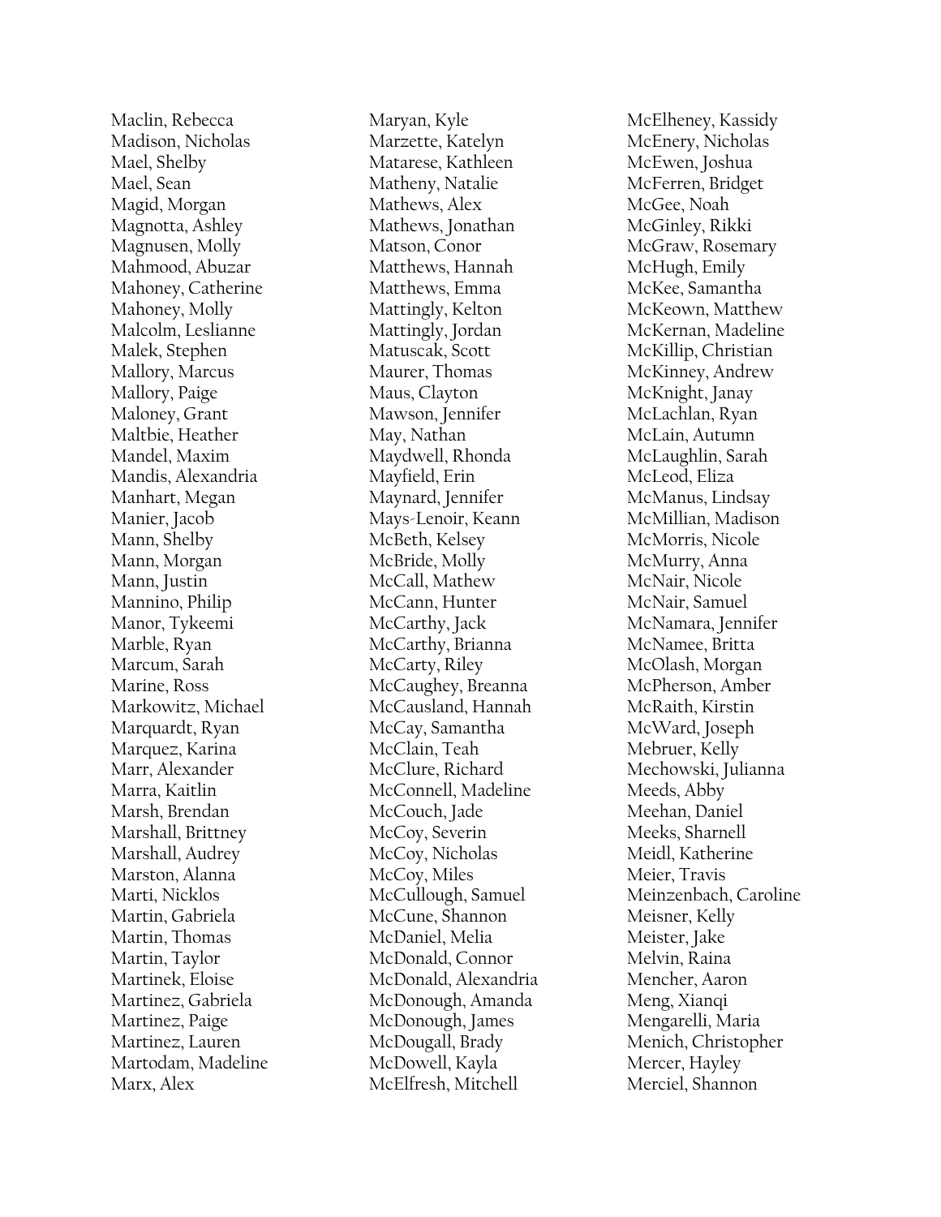Maclin, Rebecca
Madison, Nicholas
Mael, Shelby
Mael, Sean
Magid, Morgan
Magnotta, Ashley
Magnusen, Molly
Mahmood, Abuzar
Mahoney, Catherine
Mahoney, Molly
Malcolm, Leslianne
Malek, Stephen
Mallory, Marcus
Mallory, Paige
Maloney, Grant
Maltbie, Heather
Mandel, Maxim
Mandis, Alexandria
Manhart, Megan
Manier, Jacob
Mann, Shelby
Mann, Morgan
Mann, Justin
Mannino, Philip
Manor, Tykeemi
Marble, Ryan
Marcum, Sarah
Marine, Ross
Markowitz, Michael
Marquardt, Ryan
Marquez, Karina
Marr, Alexander
Marra, Kaitlin
Marsh, Brendan
Marshall, Brittney
Marshall, Audrey
Marston, Alanna
Marti, Nicklos
Martin, Gabriela
Martin, Thomas
Martin, Taylor
Martinek, Eloise
Martinez, Gabriela
Martinez, Paige
Martinez, Lauren
Martodam, Madeline
Marx, Alex
Maryan, Kyle
Marzette, Katelyn
Matarese, Kathleen
Matheny, Natalie
Mathews, Alex
Mathews, Jonathan
Matson, Conor
Matthews, Hannah
Matthews, Emma
Mattingly, Kelton
Mattingly, Jordan
Matuscak, Scott
Maurer, Thomas
Maus, Clayton
Mawson, Jennifer
May, Nathan
Maydwell, Rhonda
Mayfield, Erin
Maynard, Jennifer
Mays-Lenoir, Keann
McBeth, Kelsey
McBride, Molly
McCall, Mathew
McCann, Hunter
McCarthy, Jack
McCarthy, Brianna
McCarty, Riley
McCaughey, Breanna
McCausland, Hannah
McCay, Samantha
McClain, Teah
McClure, Richard
McConnell, Madeline
McCouch, Jade
McCoy, Severin
McCoy, Nicholas
McCoy, Miles
McCullough, Samuel
McCune, Shannon
McDaniel, Melia
McDonald, Connor
McDonald, Alexandria
McDonough, Amanda
McDonough, James
McDougall, Brady
McDowell, Kayla
McElfresh, Mitchell
McElheney, Kassidy
McEnery, Nicholas
McEwen, Joshua
McFerren, Bridget
McGee, Noah
McGinley, Rikki
McGraw, Rosemary
McHugh, Emily
McKee, Samantha
McKeown, Matthew
McKernan, Madeline
McKillip, Christian
McKinney, Andrew
McKnight, Janay
McLachlan, Ryan
McLain, Autumn
McLaughlin, Sarah
McLeod, Eliza
McManus, Lindsay
McMillian, Madison
McMorris, Nicole
McMurry, Anna
McNair, Nicole
McNair, Samuel
McNamara, Jennifer
McNamee, Britta
McOlash, Morgan
McPherson, Amber
McRaith, Kirstin
McWard, Joseph
Mebruer, Kelly
Mechowski, Julianna
Meeds, Abby
Meehan, Daniel
Meeks, Sharnell
Meidl, Katherine
Meier, Travis
Meinzenbach, Caroline
Meisner, Kelly
Meister, Jake
Melvin, Raina
Mencher, Aaron
Meng, Xianqi
Mengarelli, Maria
Menich, Christopher
Mercer, Hayley
Merciel, Shannon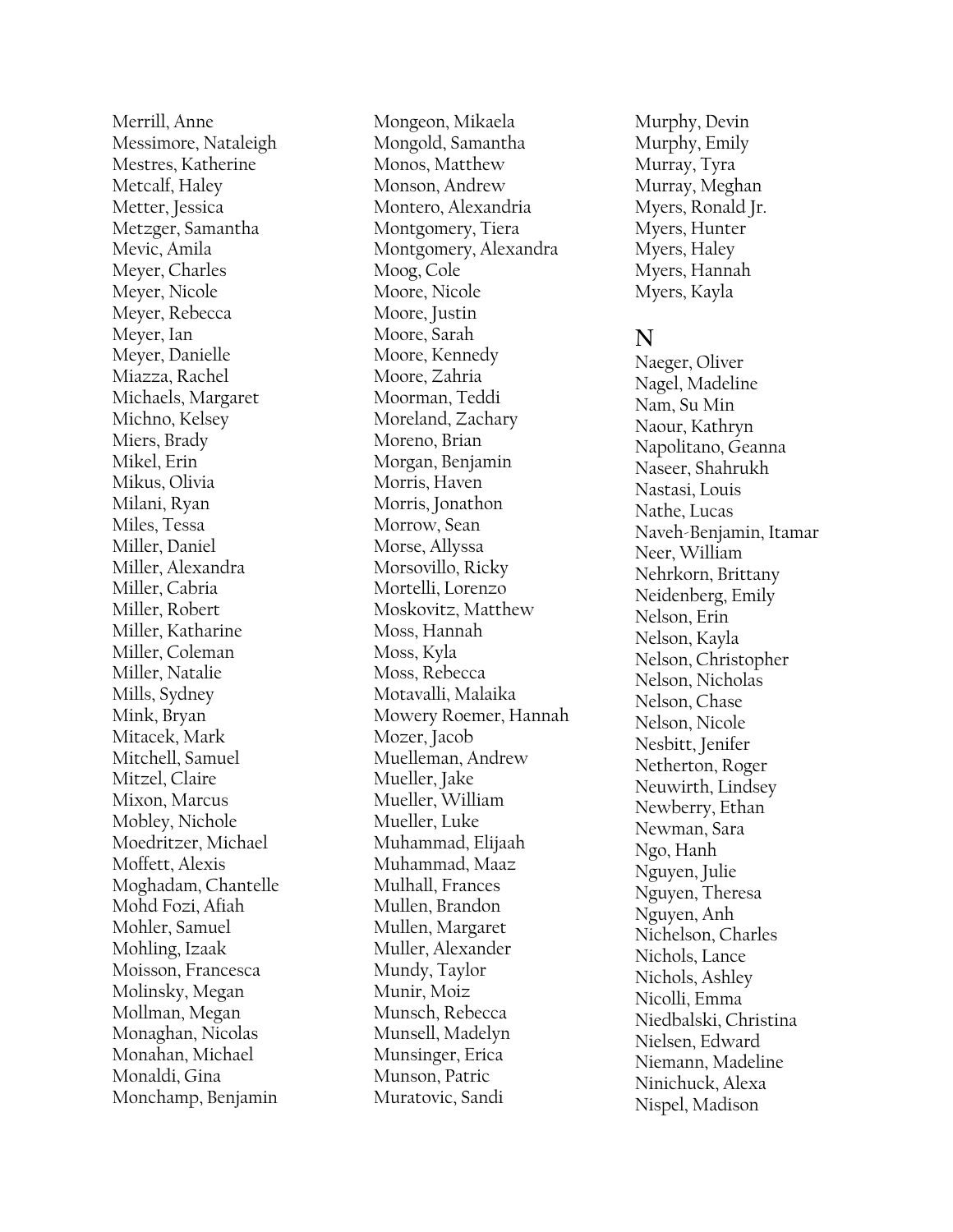Merrill, Anne
Messimore, Nataleigh
Mestres, Katherine
Metcalf, Haley
Metter, Jessica
Metzger, Samantha
Mevic, Amila
Meyer, Charles
Meyer, Nicole
Meyer, Rebecca
Meyer, Ian
Meyer, Danielle
Miazza, Rachel
Michaels, Margaret
Michno, Kelsey
Miers, Brady
Mikel, Erin
Mikus, Olivia
Milani, Ryan
Miles, Tessa
Miller, Daniel
Miller, Alexandra
Miller, Cabria
Miller, Robert
Miller, Katharine
Miller, Coleman
Miller, Natalie
Mills, Sydney
Mink, Bryan
Mitacek, Mark
Mitchell, Samuel
Mitzel, Claire
Mixon, Marcus
Mobley, Nichole
Moedritzer, Michael
Moffett, Alexis
Moghadam, Chantelle
Mohd Fozi, Afiah
Mohler, Samuel
Mohling, Izaak
Moisson, Francesca
Molinsky, Megan
Mollman, Megan
Monaghan, Nicolas
Monahan, Michael
Monaldi, Gina
Monchamp, Benjamin
Mongeon, Mikaela
Mongold, Samantha
Monos, Matthew
Monson, Andrew
Montero, Alexandria
Montgomery, Tiera
Montgomery, Alexandra
Moog, Cole
Moore, Nicole
Moore, Justin
Moore, Sarah
Moore, Kennedy
Moore, Zahria
Moorman, Teddi
Moreland, Zachary
Moreno, Brian
Morgan, Benjamin
Morris, Haven
Morris, Jonathon
Morrow, Sean
Morse, Allyssa
Morsovillo, Ricky
Mortelli, Lorenzo
Moskovitz, Matthew
Moss, Hannah
Moss, Kyla
Moss, Rebecca
Motavalli, Malaika
Mowery Roemer, Hannah
Mozer, Jacob
Muelleman, Andrew
Mueller, Jake
Mueller, William
Mueller, Luke
Muhammad, Elijaah
Muhammad, Maaz
Mulhall, Frances
Mullen, Brandon
Mullen, Margaret
Muller, Alexander
Mundy, Taylor
Munir, Moiz
Munsch, Rebecca
Munsell, Madelyn
Munsinger, Erica
Munson, Patric
Muratovic, Sandi
Murphy, Devin
Murphy, Emily
Murray, Tyra
Murray, Meghan
Myers, Ronald Jr.
Myers, Hunter
Myers, Haley
Myers, Hannah
Myers, Kayla

## N

Naeger, Oliver
Nagel, Madeline
Nam, Su Min
Naour, Kathryn
Napolitano, Geanna
Naseer, Shahrukh
Nastasi, Louis
Nathe, Lucas
Naveh-Benjamin, Itamar
Neer, William
Nehrkorn, Brittany
Neidenberg, Emily
Nelson, Erin
Nelson, Kayla
Nelson, Christopher
Nelson, Nicholas
Nelson, Chase
Nelson, Nicole
Nesbitt, Jenifer
Netherton, Roger
Neuwirth, Lindsey
Newberry, Ethan
Newman, Sara
Ngo, Hanh
Nguyen, Julie
Nguyen, Theresa
Nguyen, Anh
Nichelson, Charles
Nichols, Lance
Nichols, Ashley
Nicolli, Emma
Niedbalski, Christina
Nielsen, Edward
Niemann, Madeline
Ninichuck, Alexa
Nispel, Madison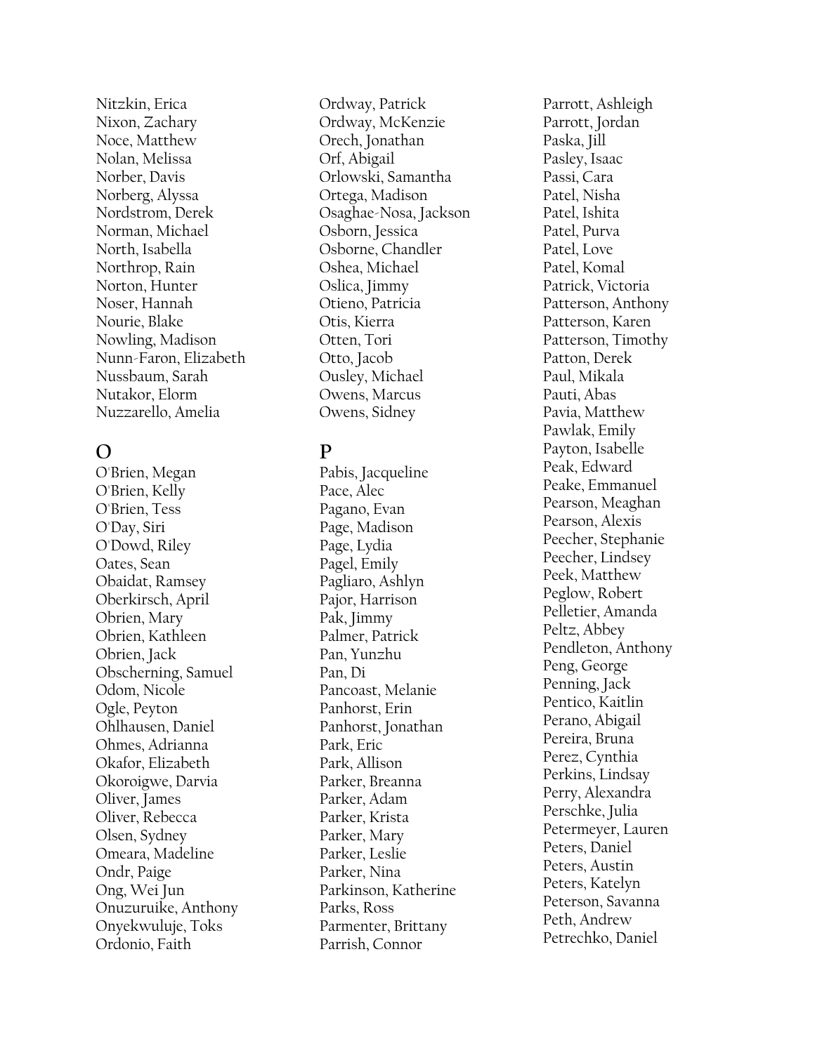Nitzkin, Erica
Nixon, Zachary
Noce, Matthew
Nolan, Melissa
Norber, Davis
Norberg, Alyssa
Nordstrom, Derek
Norman, Michael
North, Isabella
Northrop, Rain
Norton, Hunter
Noser, Hannah
Nourie, Blake
Nowling, Madison
Nunn-Faron, Elizabeth
Nussbaum, Sarah
Nutakor, Elorm
Nuzzarello, Amelia

## O

O'Brien, Megan
O'Brien, Kelly
O'Brien, Tess
O'Day, Siri
O'Dowd, Riley
Oates, Sean
Obaidat, Ramsey
Oberkirsch, April
Obrien, Mary
Obrien, Kathleen
Obrien, Jack
Obscherning, Samuel
Odom, Nicole
Ogle, Peyton
Ohlhausen, Daniel
Ohmes, Adrianna
Okafor, Elizabeth
Okoroigwe, Darvia
Oliver, James
Oliver, Rebecca
Olsen, Sydney
Omeara, Madeline
Ondr, Paige
Ong, Wei Jun
Onuzuruike, Anthony
Onyekwuluje, Toks
Ordonio, Faith
Ordway, Patrick
Ordway, McKenzie
Orech, Jonathan
Orf, Abigail
Orlowski, Samantha
Ortega, Madison
Osaghae-Nosa, Jackson
Osborn, Jessica
Osborne, Chandler
Oshea, Michael
Oslica, Jimmy
Otieno, Patricia
Otis, Kierra
Otten, Tori
Otto, Jacob
Ousley, Michael
Owens, Marcus
Owens, Sidney

## P

Pabis, Jacqueline
Pace, Alec
Pagano, Evan
Page, Madison
Page, Lydia
Pagel, Emily
Pagliaro, Ashlyn
Pajor, Harrison
Pak, Jimmy
Palmer, Patrick
Pan, Yunzhu
Pan, Di
Pancoast, Melanie
Panhorst, Erin
Panhorst, Jonathan
Park, Eric
Park, Allison
Parker, Breanna
Parker, Adam
Parker, Krista
Parker, Mary
Parker, Leslie
Parker, Nina
Parkinson, Katherine
Parks, Ross
Parmenter, Brittany
Parrish, Connor
Parrott, Ashleigh
Parrott, Jordan
Paska, Jill
Pasley, Isaac
Passi, Cara
Patel, Nisha
Patel, Ishita
Patel, Purva
Patel, Love
Patel, Komal
Patrick, Victoria
Patterson, Anthony
Patterson, Karen
Patterson, Timothy
Patton, Derek
Paul, Mikala
Pauti, Abas
Pavia, Matthew
Pawlak, Emily
Payton, Isabelle
Peak, Edward
Peake, Emmanuel
Pearson, Meaghan
Pearson, Alexis
Peecher, Stephanie
Peecher, Lindsey
Peek, Matthew
Peglow, Robert
Pelletier, Amanda
Peltz, Abbey
Pendleton, Anthony
Peng, George
Penning, Jack
Pentico, Kaitlin
Perano, Abigail
Pereira, Bruna
Perez, Cynthia
Perkins, Lindsay
Perry, Alexandra
Perschke, Julia
Petermeyer, Lauren
Peters, Daniel
Peters, Austin
Peters, Katelyn
Peterson, Savanna
Peth, Andrew
Petrechko, Daniel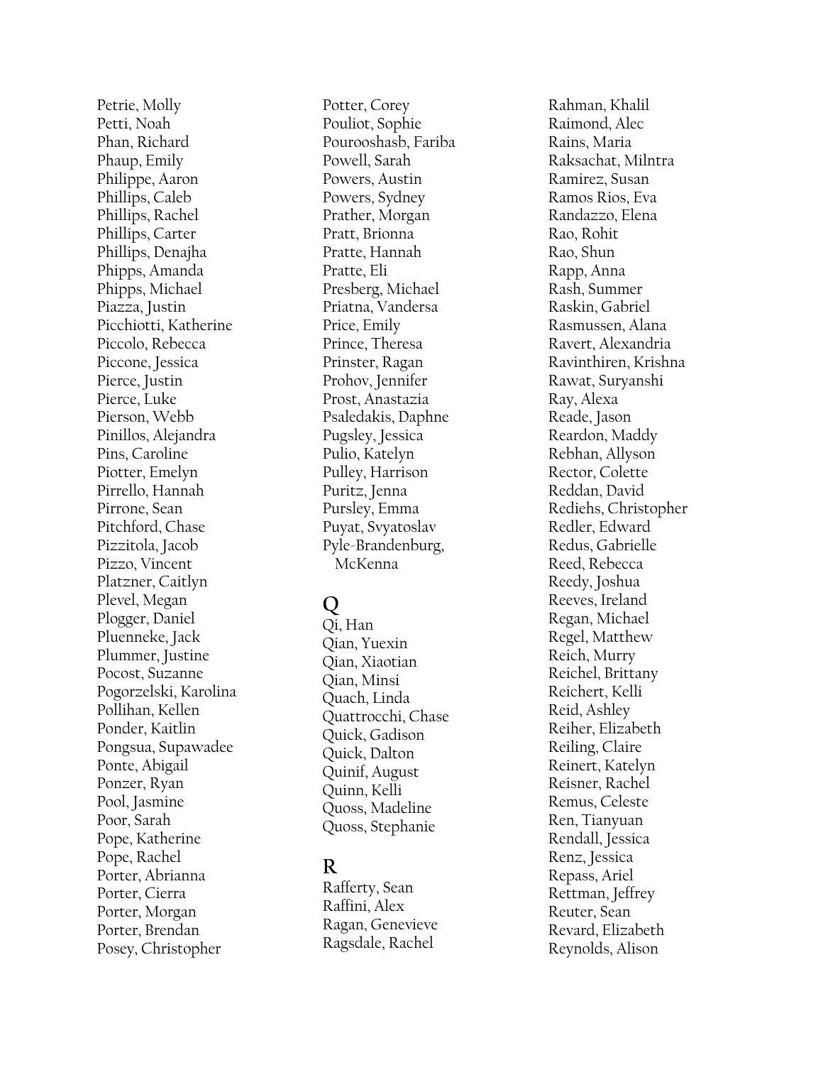Petrie, Molly
Petti, Noah
Phan, Richard
Phaup, Emily
Philippe, Aaron
Phillips, Caleb
Phillips, Rachel
Phillips, Carter
Phillips, Denajha
Phipps, Amanda
Phipps, Michael
Piazza, Justin
Picchiotti, Katherine
Piccolo, Rebecca
Piccone, Jessica
Pierce, Justin
Pierce, Luke
Pierson, Webb
Pinillos, Alejandra
Pins, Caroline
Piotter, Emelyn
Pirrello, Hannah
Pirrone, Sean
Pitchford, Chase
Pizzitola, Jacob
Pizzo, Vincent
Platzner, Caitlyn
Plevel, Megan
Plogger, Daniel
Pluenneke, Jack
Plummer, Justine
Pocost, Suzanne
Pogorzelski, Karolina
Pollihan, Kellen
Ponder, Kaitlin
Pongsua, Supawadee
Ponte, Abigail
Ponzer, Ryan
Pool, Jasmine
Poor, Sarah
Pope, Katherine
Pope, Rachel
Porter, Abrianna
Porter, Cierra
Porter, Morgan
Porter, Brendan
Posey, Christopher
Potter, Corey
Pouliot, Sophie
Pourooshasb, Fariba
Powell, Sarah
Powers, Austin
Powers, Sydney
Prather, Morgan
Pratt, Brionna
Pratte, Hannah
Pratte, Eli
Presberg, Michael
Priatna, Vandersa
Price, Emily
Prince, Theresa
Prinster, Ragan
Prohov, Jennifer
Prost, Anastazia
Psaledakis, Daphne
Pugsley, Jessica
Pulio, Katelyn
Pulley, Harrison
Puritz, Jenna
Pursley, Emma
Puyat, Svyatoslav
Pyle-Brandenburg, McKenna

## Q

Qi, Han
Qian, Yuexin
Qian, Xiaotian
Qian, Minsi
Quach, Linda
Quattrocchi, Chase
Quick, Gadison
Quick, Dalton
Quinif, August
Quinn, Kelli
Quoss, Madeline
Quoss, Stephanie

## R

Rafferty, Sean
Raffini, Alex
Ragan, Genevieve
Ragsdale, Rachel
Rahman, Khalil
Raimond, Alec
Rains, Maria
Raksachat, Milntra
Ramirez, Susan
Ramos Rios, Eva
Randazzo, Elena
Rao, Rohit
Rao, Shun
Rapp, Anna
Rash, Summer
Raskin, Gabriel
Rasmussen, Alana
Ravert, Alexandria
Ravinthiren, Krishna
Rawat, Suryanshi
Ray, Alexa
Reade, Jason
Reardon, Maddy
Rebhan, Allyson
Rector, Colette
Reddan, David
Rediehs, Christopher
Redler, Edward
Redus, Gabrielle
Reed, Rebecca
Reedy, Joshua
Reeves, Ireland
Regan, Michael
Regel, Matthew
Reich, Murry
Reichel, Brittany
Reichert, Kelli
Reid, Ashley
Reiher, Elizabeth
Reiling, Claire
Reinert, Katelyn
Reisner, Rachel
Remus, Celeste
Ren, Tianyuan
Rendall, Jessica
Renz, Jessica
Repass, Ariel
Rettman, Jeffrey
Reuter, Sean
Revard, Elizabeth
Reynolds, Alison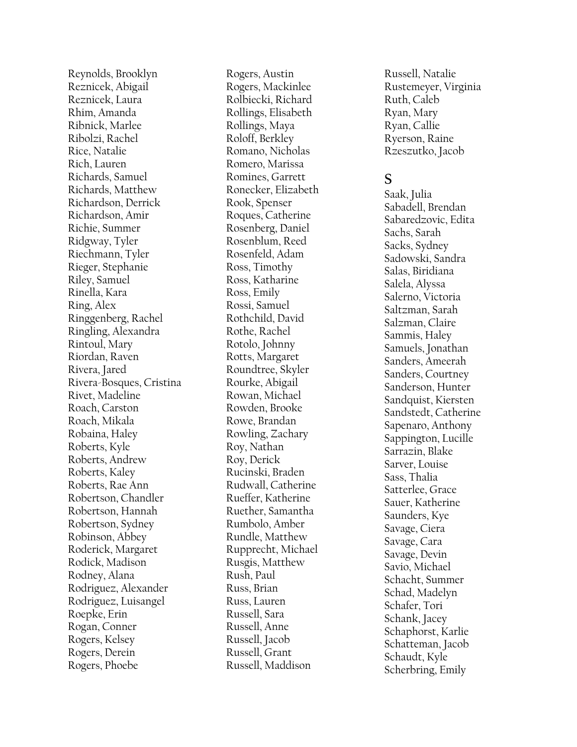Reynolds, Brooklyn
Reznicek, Abigail
Reznicek, Laura
Rhim, Amanda
Ribnick, Marlee
Ribolzi, Rachel
Rice, Natalie
Rich, Lauren
Richards, Samuel
Richards, Matthew
Richardson, Derrick
Richardson, Amir
Richie, Summer
Ridgway, Tyler
Riechmann, Tyler
Rieger, Stephanie
Riley, Samuel
Rinella, Kara
Ring, Alex
Ringgenberg, Rachel
Ringling, Alexandra
Rintoul, Mary
Riordan, Raven
Rivera, Jared
Rivera-Bosques, Cristina
Rivet, Madeline
Roach, Carston
Roach, Mikala
Robaina, Haley
Roberts, Kyle
Roberts, Andrew
Roberts, Kaley
Roberts, Rae Ann
Robertson, Chandler
Robertson, Hannah
Robertson, Sydney
Robinson, Abbey
Roderick, Margaret
Rodick, Madison
Rodney, Alana
Rodriguez, Alexander
Rodriguez, Luisangel
Roepke, Erin
Rogan, Conner
Rogers, Kelsey
Rogers, Derein
Rogers, Phoebe
Rogers, Austin
Rogers, Mackinlee
Rolbiecki, Richard
Rollings, Elisabeth
Rollings, Maya
Roloff, Berkley
Romano, Nicholas
Romero, Marissa
Romines, Garrett
Ronecker, Elizabeth
Rook, Spenser
Roques, Catherine
Rosenberg, Daniel
Rosenblum, Reed
Rosenfeld, Adam
Ross, Timothy
Ross, Katharine
Ross, Emily
Rossi, Samuel
Rothchild, David
Rothe, Rachel
Rotolo, Johnny
Rotts, Margaret
Roundtree, Skyler
Rourke, Abigail
Rowan, Michael
Rowden, Brooke
Rowe, Brandan
Rowling, Zachary
Roy, Nathan
Roy, Derick
Rucinski, Braden
Rudwall, Catherine
Rueffer, Katherine
Ruether, Samantha
Rumbolo, Amber
Rundle, Matthew
Rupprecht, Michael
Rusgis, Matthew
Rush, Paul
Russ, Brian
Russ, Lauren
Russell, Sara
Russell, Anne
Russell, Jacob
Russell, Grant
Russell, Maddison
Russell, Natalie
Rustemeyer, Virginia
Ruth, Caleb
Ryan, Mary
Ryan, Callie
Ryerson, Raine
Rzeszutko, Jacob

## S

Saak, Julia
Sabadell, Brendan
Sabaredzovic, Edita
Sachs, Sarah
Sacks, Sydney
Sadowski, Sandra
Salas, Biridiana
Salela, Alyssa
Salerno, Victoria
Saltzman, Sarah
Salzman, Claire
Sammis, Haley
Samuels, Jonathan
Sanders, Ameerah
Sanders, Courtney
Sanderson, Hunter
Sandquist, Kiersten
Sandstedt, Catherine
Sapenaro, Anthony
Sappington, Lucille
Sarrazin, Blake
Sarver, Louise
Sass, Thalia
Satterlee, Grace
Sauer, Katherine
Saunders, Kye
Savage, Ciera
Savage, Cara
Savage, Devin
Savio, Michael
Schacht, Summer
Schad, Madelyn
Schafer, Tori
Schank, Jacey
Schaphorst, Karlie
Schatteman, Jacob
Schaudt, Kyle
Scherbring, Emily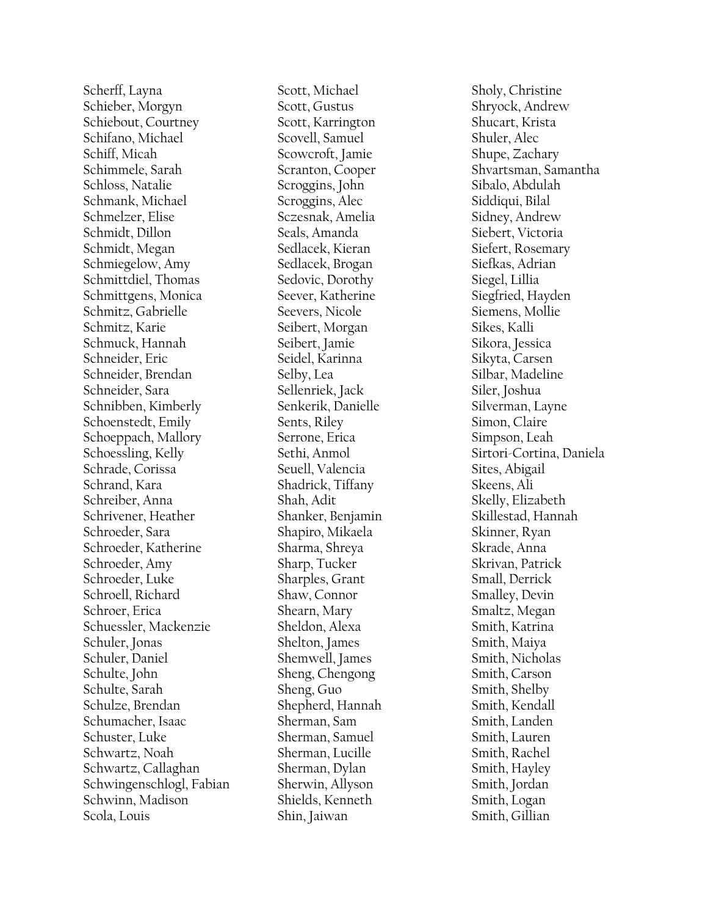Scherff, Layna
Schieber, Morgyn
Schiebout, Courtney
Schifano, Michael
Schiff, Micah
Schimmele, Sarah
Schloss, Natalie
Schmank, Michael
Schmelzer, Elise
Schmidt, Dillon
Schmidt, Megan
Schmiegelow, Amy
Schmittdiel, Thomas
Schmittgens, Monica
Schmitz, Gabrielle
Schmitz, Karie
Schmuck, Hannah
Schneider, Eric
Schneider, Brendan
Schneider, Sara
Schnibben, Kimberly
Schoenstedt, Emily
Schoeppach, Mallory
Schoessling, Kelly
Schrade, Corissa
Schrand, Kara
Schreiber, Anna
Schrivener, Heather
Schroeder, Sara
Schroeder, Katherine
Schroeder, Amy
Schroeder, Luke
Schroell, Richard
Schroer, Erica
Schuessler, Mackenzie
Schuler, Jonas
Schuler, Daniel
Schulte, John
Schulte, Sarah
Schulze, Brendan
Schumacher, Isaac
Schuster, Luke
Schwartz, Noah
Schwartz, Callaghan
Schwingenschlogl, Fabian
Schwinn, Madison
Scola, Louis
Scott, Michael
Scott, Gustus
Scott, Karrington
Scovell, Samuel
Scowcroft, Jamie
Scranton, Cooper
Scroggins, John
Scroggins, Alec
Sczesnak, Amelia
Seals, Amanda
Sedlacek, Kieran
Sedlacek, Brogan
Sedovic, Dorothy
Seever, Katherine
Seevers, Nicole
Seibert, Morgan
Seibert, Jamie
Seidel, Karinna
Selby, Lea
Sellenriek, Jack
Senkerik, Danielle
Sents, Riley
Serrone, Erica
Sethi, Anmol
Seuell, Valencia
Shadrick, Tiffany
Shah, Adit
Shanker, Benjamin
Shapiro, Mikaela
Sharma, Shreya
Sharp, Tucker
Sharples, Grant
Shaw, Connor
Shearn, Mary
Sheldon, Alexa
Shelton, James
Shemwell, James
Sheng, Chengong
Sheng, Guo
Shepherd, Hannah
Sherman, Sam
Sherman, Samuel
Sherman, Lucille
Sherman, Dylan
Sherwin, Allyson
Shields, Kenneth
Shin, Jaiwan
Sholy, Christine
Shryock, Andrew
Shucart, Krista
Shuler, Alec
Shupe, Zachary
Shvartsman, Samantha
Sibalo, Abdulah
Siddiqui, Bilal
Sidney, Andrew
Siebert, Victoria
Siefert, Rosemary
Siefkas, Adrian
Siegel, Lillia
Siegfried, Hayden
Siemens, Mollie
Sikes, Kalli
Sikora, Jessica
Sikyta, Carsen
Silbar, Madeline
Siler, Joshua
Silverman, Layne
Simon, Claire
Simpson, Leah
Sirtori-Cortina, Daniela
Sites, Abigail
Skeens, Ali
Skelly, Elizabeth
Skillestad, Hannah
Skinner, Ryan
Skrade, Anna
Skrivan, Patrick
Small, Derrick
Smalley, Devin
Smaltz, Megan
Smith, Katrina
Smith, Maiya
Smith, Nicholas
Smith, Carson
Smith, Shelby
Smith, Kendall
Smith, Landen
Smith, Lauren
Smith, Rachel
Smith, Hayley
Smith, Jordan
Smith, Logan
Smith, Gillian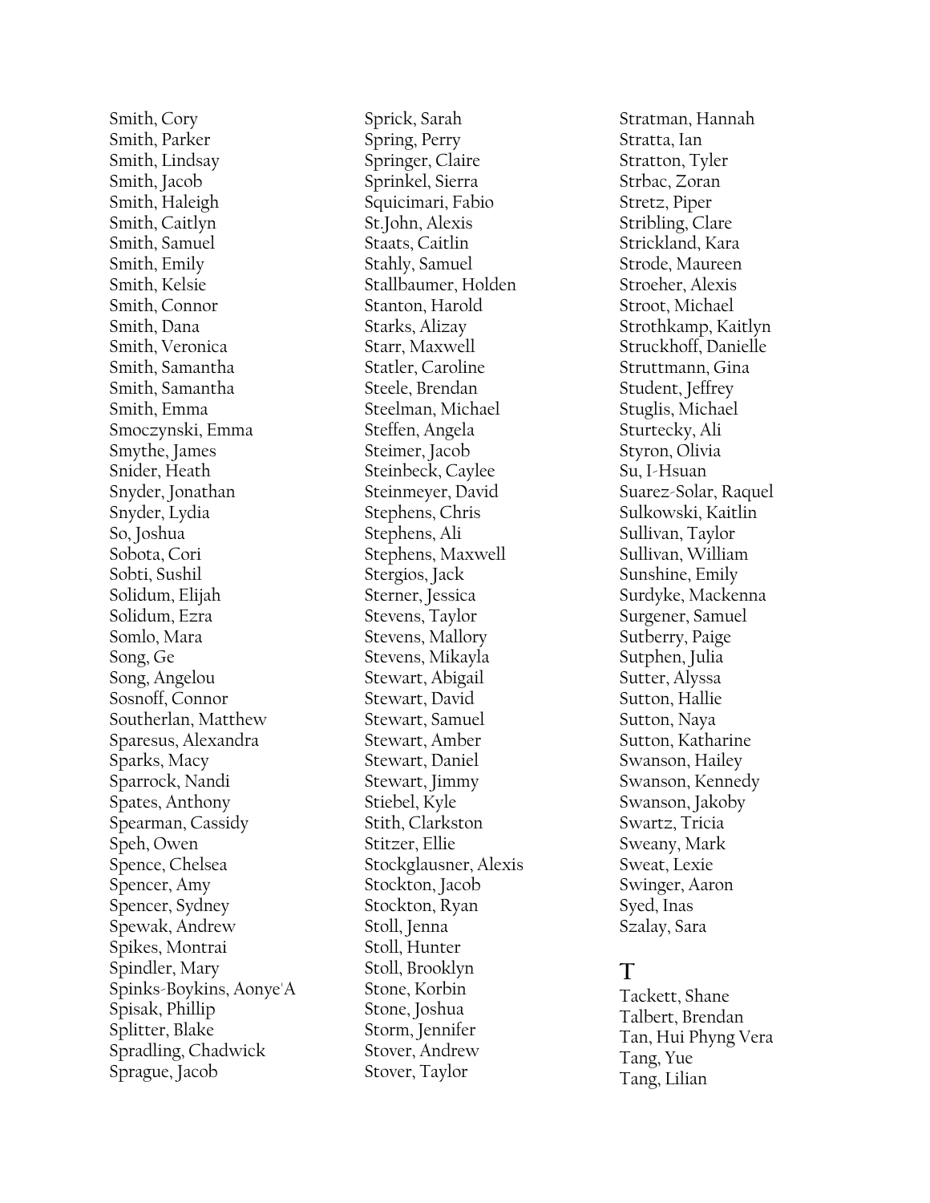Smith, Cory
Smith, Parker
Smith, Lindsay
Smith, Jacob
Smith, Haleigh
Smith, Caitlyn
Smith, Samuel
Smith, Emily
Smith, Kelsie
Smith, Connor
Smith, Dana
Smith, Veronica
Smith, Samantha
Smith, Samantha
Smith, Emma
Smoczynski, Emma
Smythe, James
Snider, Heath
Snyder, Jonathan
Snyder, Lydia
So, Joshua
Sobota, Cori
Sobti, Sushil
Solidum, Elijah
Solidum, Ezra
Somlo, Mara
Song, Ge
Song, Angelou
Sosnoff, Connor
Southerlan, Matthew
Sparesus, Alexandra
Sparks, Macy
Sparrock, Nandi
Spates, Anthony
Spearman, Cassidy
Speh, Owen
Spence, Chelsea
Spencer, Amy
Spencer, Sydney
Spewak, Andrew
Spikes, Montrai
Spindler, Mary
Spinks-Boykins, Aonye'A
Spisak, Phillip
Splitter, Blake
Spradling, Chadwick
Sprague, Jacob
Sprick, Sarah
Spring, Perry
Springer, Claire
Sprinkel, Sierra
Squicimari, Fabio
St.John, Alexis
Staats, Caitlin
Stahly, Samuel
Stallbaumer, Holden
Stanton, Harold
Starks, Alizay
Starr, Maxwell
Statler, Caroline
Steele, Brendan
Steelman, Michael
Steffen, Angela
Steimer, Jacob
Steinbeck, Caylee
Steinmeyer, David
Stephens, Chris
Stephens, Ali
Stephens, Maxwell
Stergios, Jack
Sterner, Jessica
Stevens, Taylor
Stevens, Mallory
Stevens, Mikayla
Stewart, Abigail
Stewart, David
Stewart, Samuel
Stewart, Amber
Stewart, Daniel
Stewart, Jimmy
Stiebel, Kyle
Stith, Clarkston
Stitzer, Ellie
Stockglausner, Alexis
Stockton, Jacob
Stockton, Ryan
Stoll, Jenna
Stoll, Hunter
Stoll, Brooklyn
Stone, Korbin
Stone, Joshua
Storm, Jennifer
Stover, Andrew
Stover, Taylor
Stratman, Hannah
Stratta, Ian
Stratton, Tyler
Strbac, Zoran
Stretz, Piper
Stribling, Clare
Strickland, Kara
Strode, Maureen
Stroeher, Alexis
Stroot, Michael
Strothkamp, Kaitlyn
Struckhoff, Danielle
Struttmann, Gina
Student, Jeffrey
Stuglis, Michael
Sturtecky, Ali
Styron, Olivia
Su, I-Hsuan
Suarez-Solar, Raquel
Sulkowski, Kaitlin
Sullivan, Taylor
Sullivan, William
Sunshine, Emily
Surdyke, Mackenna
Surgener, Samuel
Sutberry, Paige
Sutphen, Julia
Sutter, Alyssa
Sutton, Hallie
Sutton, Naya
Sutton, Katharine
Swanson, Hailey
Swanson, Kennedy
Swanson, Jakoby
Swartz, Tricia
Sweany, Mark
Sweat, Lexie
Swinger, Aaron
Syed, Inas
Szalay, Sara

# T

Tackett, Shane
Talbert, Brendan
Tan, Hui Phyng Vera
Tang, Yue
Tang, Lilian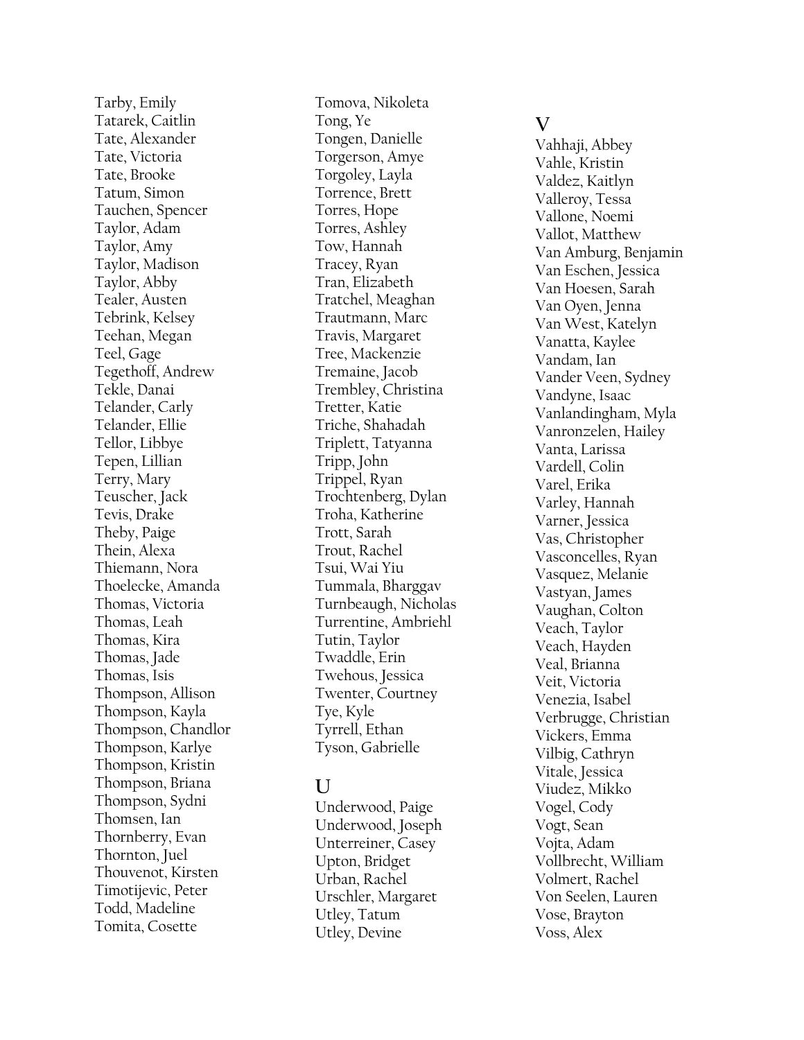Tarby, Emily
Tatarek, Caitlin
Tate, Alexander
Tate, Victoria
Tate, Brooke
Tatum, Simon
Tauchen, Spencer
Taylor, Adam
Taylor, Amy
Taylor, Madison
Taylor, Abby
Tealer, Austen
Tebrink, Kelsey
Teehan, Megan
Teel, Gage
Tegethoff, Andrew
Tekle, Danai
Telander, Carly
Telander, Ellie
Tellor, Libbye
Tepen, Lillian
Terry, Mary
Teuscher, Jack
Tevis, Drake
Theby, Paige
Thein, Alexa
Thiemann, Nora
Thoelecke, Amanda
Thomas, Victoria
Thomas, Leah
Thomas, Kira
Thomas, Jade
Thomas, Isis
Thompson, Allison
Thompson, Kayla
Thompson, Chandlor
Thompson, Karlye
Thompson, Kristin
Thompson, Briana
Thompson, Sydni
Thomsen, Ian
Thornberry, Evan
Thornton, Juel
Thouvenot, Kirsten
Timotijevic, Peter
Todd, Madeline
Tomita, Cosette
Tomova, Nikoleta
Tong, Ye
Tongen, Danielle
Torgerson, Amye
Torgoley, Layla
Torrence, Brett
Torres, Hope
Torres, Ashley
Tow, Hannah
Tracey, Ryan
Tran, Elizabeth
Tratchel, Meaghan
Trautmann, Marc
Travis, Margaret
Tree, Mackenzie
Tremaine, Jacob
Trembley, Christina
Tretter, Katie
Triche, Shahadah
Triplett, Tatyanna
Tripp, John
Trippel, Ryan
Trochtenberg, Dylan
Troha, Katherine
Trott, Sarah
Trout, Rachel
Tsui, Wai Yiu
Tummala, Bharggav
Turnbeaugh, Nicholas
Turrentine, Ambriehl
Tutin, Taylor
Twaddle, Erin
Twehous, Jessica
Twenter, Courtney
Tye, Kyle
Tyrrell, Ethan
Tyson, Gabrielle

## U

Underwood, Paige
Underwood, Joseph
Unterreiner, Casey
Upton, Bridget
Urban, Rachel
Urschler, Margaret
Utley, Tatum
Utley, Devine

## V

Vahhaji, Abbey
Vahle, Kristin
Valdez, Kaitlyn
Valleroy, Tessa
Vallone, Noemi
Vallot, Matthew
Van Amburg, Benjamin
Van Eschen, Jessica
Van Hoesen, Sarah
Van Oyen, Jenna
Van West, Katelyn
Vanatta, Kaylee
Vandam, Ian
Vander Veen, Sydney
Vandyne, Isaac
Vanlandingham, Myla
Vanronzelen, Hailey
Vanta, Larissa
Vardell, Colin
Varel, Erika
Varley, Hannah
Varner, Jessica
Vas, Christopher
Vasconcelles, Ryan
Vasquez, Melanie
Vastyan, James
Vaughan, Colton
Veach, Taylor
Veach, Hayden
Veal, Brianna
Veit, Victoria
Venezia, Isabel
Verbrugge, Christian
Vickers, Emma
Vilbig, Cathryn
Vitale, Jessica
Viudez, Mikko
Vogel, Cody
Vogt, Sean
Vojta, Adam
Vollbrecht, William
Volmert, Rachel
Von Seelen, Lauren
Vose, Brayton
Voss, Alex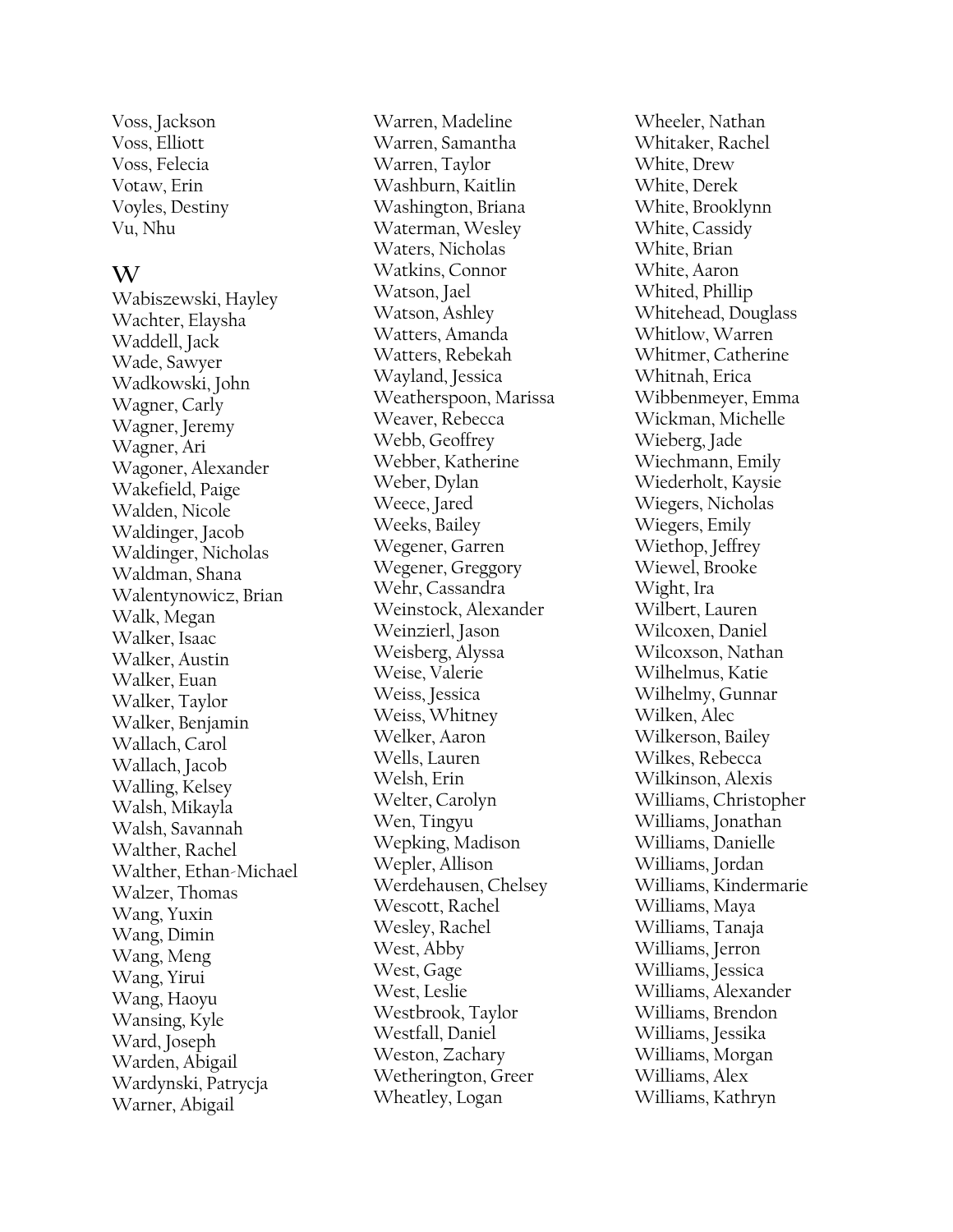Voss, Jackson
Voss, Elliott
Voss, Felecia
Votaw, Erin
Voyles, Destiny
Vu, Nhu

## W

Wabiszewski, Hayley
Wachter, Elaysha
Waddell, Jack
Wade, Sawyer
Wadkowski, John
Wagner, Carly
Wagner, Jeremy
Wagner, Ari
Wagoner, Alexander
Wakefield, Paige
Walden, Nicole
Waldinger, Jacob
Waldinger, Nicholas
Waldman, Shana
Walentynowicz, Brian
Walk, Megan
Walker, Isaac
Walker, Austin
Walker, Euan
Walker, Taylor
Walker, Benjamin
Wallach, Carol
Wallach, Jacob
Walling, Kelsey
Walsh, Mikayla
Walsh, Savannah
Walther, Rachel
Walther, Ethan-Michael
Walzer, Thomas
Wang, Yuxin
Wang, Dimin
Wang, Meng
Wang, Yirui
Wang, Haoyu
Wansing, Kyle
Ward, Joseph
Warden, Abigail
Wardynski, Patrycja
Warner, Abigail
Warren, Madeline
Warren, Samantha
Warren, Taylor
Washburn, Kaitlin
Washington, Briana
Waterman, Wesley
Waters, Nicholas
Watkins, Connor
Watson, Jael
Watson, Ashley
Watters, Amanda
Watters, Rebekah
Wayland, Jessica
Weatherspoon, Marissa
Weaver, Rebecca
Webb, Geoffrey
Webber, Katherine
Weber, Dylan
Weece, Jared
Weeks, Bailey
Wegener, Garren
Wegener, Greggory
Wehr, Cassandra
Weinstock, Alexander
Weinzierl, Jason
Weisberg, Alyssa
Weise, Valerie
Weiss, Jessica
Weiss, Whitney
Welker, Aaron
Wells, Lauren
Welsh, Erin
Welter, Carolyn
Wen, Tingyu
Wepking, Madison
Wepler, Allison
Werdehausen, Chelsey
Wescott, Rachel
Wesley, Rachel
West, Abby
West, Gage
West, Leslie
Westbrook, Taylor
Westfall, Daniel
Weston, Zachary
Wetherington, Greer
Wheatley, Logan
Wheeler, Nathan
Whitaker, Rachel
White, Drew
White, Derek
White, Brooklynn
White, Cassidy
White, Brian
White, Aaron
Whited, Phillip
Whitehead, Douglass
Whitlow, Warren
Whitmer, Catherine
Whitnah, Erica
Wibbenmeyer, Emma
Wickman, Michelle
Wieberg, Jade
Wiechmann, Emily
Wiederholt, Kaysie
Wiegers, Nicholas
Wiegers, Emily
Wiethop, Jeffrey
Wiewel, Brooke
Wight, Ira
Wilbert, Lauren
Wilcoxen, Daniel
Wilcoxson, Nathan
Wilhelmus, Katie
Wilhelmy, Gunnar
Wilken, Alec
Wilkerson, Bailey
Wilkes, Rebecca
Wilkinson, Alexis
Williams, Christopher
Williams, Jonathan
Williams, Danielle
Williams, Jordan
Williams, Kindermarie
Williams, Maya
Williams, Tanaja
Williams, Jerron
Williams, Jessica
Williams, Alexander
Williams, Brendon
Williams, Jessika
Williams, Morgan
Williams, Alex
Williams, Kathryn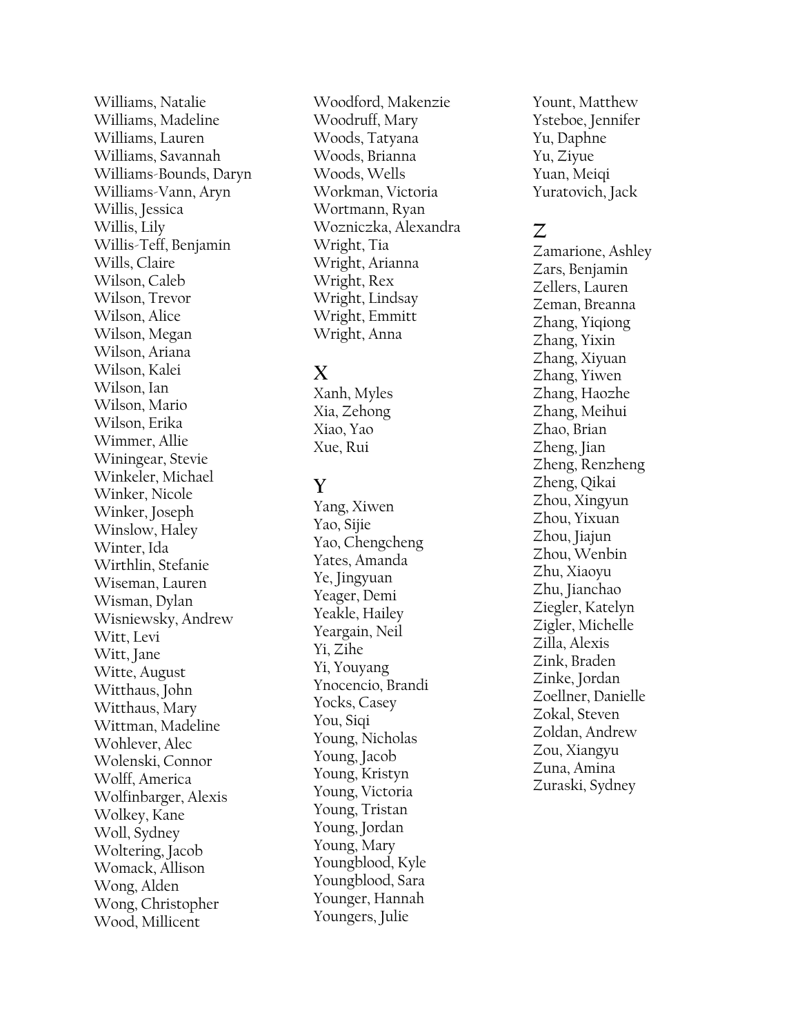Williams, Natalie
Williams, Madeline
Williams, Lauren
Williams, Savannah
Williams-Bounds, Daryn
Williams-Vann, Aryn
Willis, Jessica
Willis, Lily
Willis-Teff, Benjamin
Wills, Claire
Wilson, Caleb
Wilson, Trevor
Wilson, Alice
Wilson, Megan
Wilson, Ariana
Wilson, Kalei
Wilson, Ian
Wilson, Mario
Wilson, Erika
Wimmer, Allie
Winingear, Stevie
Winkeler, Michael
Winker, Nicole
Winker, Joseph
Winslow, Haley
Winter, Ida
Wirthlin, Stefanie
Wiseman, Lauren
Wisman, Dylan
Wisniewsky, Andrew
Witt, Levi
Witt, Jane
Witte, August
Witthaus, John
Witthaus, Mary
Wittman, Madeline
Wohlever, Alec
Wolenski, Connor
Wolff, America
Wolfinbarger, Alexis
Wolkey, Kane
Woll, Sydney
Woltering, Jacob
Womack, Allison
Wong, Alden
Wong, Christopher
Wood, Millicent
Woodford, Makenzie
Woodruff, Mary
Woods, Tatyana
Woods, Brianna
Woods, Wells
Workman, Victoria
Wortmann, Ryan
Wozniczka, Alexandra
Wright, Tia
Wright, Arianna
Wright, Rex
Wright, Lindsay
Wright, Emmitt
Wright, Anna

## X

Xanh, Myles
Xia, Zehong
Xiao, Yao
Xue, Rui

## Y

Yang, Xiwen
Yao, Sijie
Yao, Chengcheng
Yates, Amanda
Ye, Jingyuan
Yeager, Demi
Yeakle, Hailey
Yeargain, Neil
Yi, Zihe
Yi, Youyang
Ynocencio, Brandi
Yocks, Casey
You, Siqi
Young, Nicholas
Young, Jacob
Young, Kristyn
Young, Victoria
Young, Tristan
Young, Jordan
Young, Mary
Youngblood, Kyle
Youngblood, Sara
Younger, Hannah
Youngers, Julie
Yount, Matthew
Ysteboe, Jennifer
Yu, Daphne
Yu, Ziyue
Yuan, Meiqi
Yuratovich, Jack

## Z

Zamarione, Ashley
Zars, Benjamin
Zellers, Lauren
Zeman, Breanna
Zhang, Yiqiong
Zhang, Yixin
Zhang, Xiyuan
Zhang, Yiwen
Zhang, Haozhe
Zhang, Meihui
Zhao, Brian
Zheng, Jian
Zheng, Renzheng
Zheng, Qikai
Zhou, Xingyun
Zhou, Yixuan
Zhou, Jiajun
Zhou, Wenbin
Zhu, Xiaoyu
Zhu, Jianchao
Ziegler, Katelyn
Zigler, Michelle
Zilla, Alexis
Zink, Braden
Zinke, Jordan
Zoellner, Danielle
Zokal, Steven
Zoldan, Andrew
Zou, Xiangyu
Zuna, Amina
Zuraski, Sydney